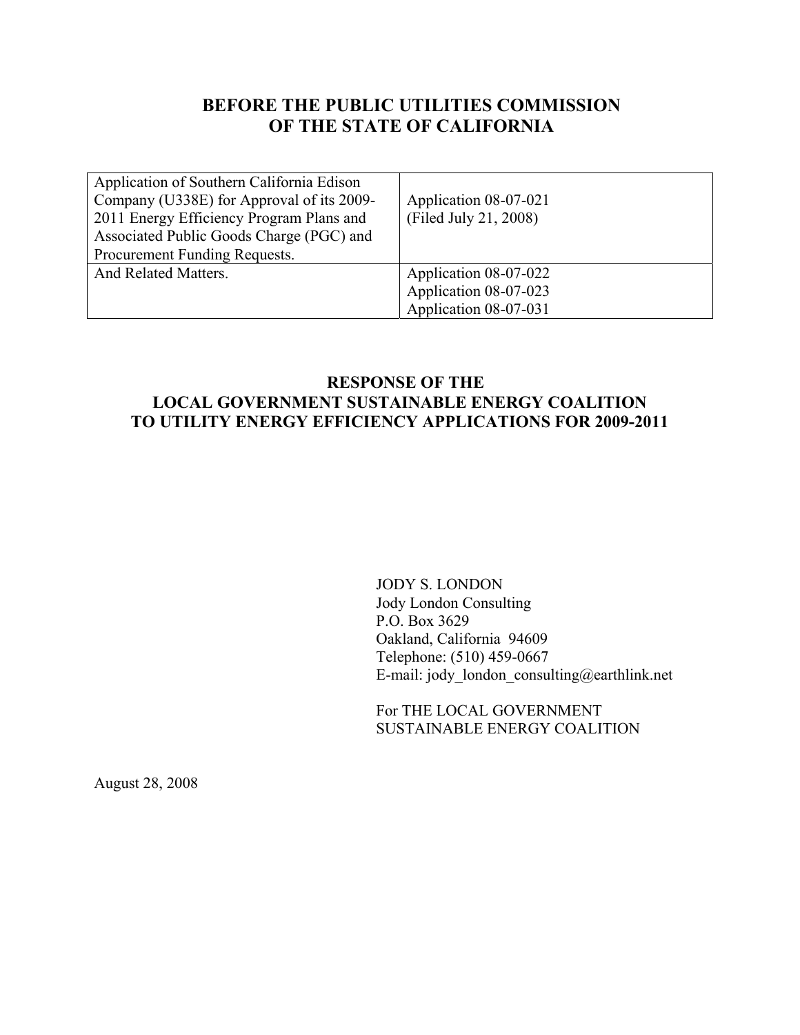# BEFORE THE PUBLIC UTILITIES COMMISSION OF THE STATE OF CALIFORNIA

| Application of Southern California Edison Company (U338E) for Approval of its 2009-2011 Energy Efficiency Program Plans and Associated Public Goods Charge (PGC) and Procurement Funding Requests. | Application 08-07-021 (Filed July 21, 2008) |
|---|---|
| And Related Matters. | Application 08-07-022<br>Application 08-07-023<br>Application 08-07-031 |

## RESPONSE OF THE LOCAL GOVERNMENT SUSTAINABLE ENERGY COALITION TO UTILITY ENERGY EFFICIENCY APPLICATIONS FOR 2009-2011

JODY S. LONDON
Jody London Consulting
P.O. Box 3629
Oakland, California 94609
Telephone: (510) 459-0667
E-mail: jody_london_consulting@earthlink.net

For THE LOCAL GOVERNMENT SUSTAINABLE ENERGY COALITION

August 28, 2008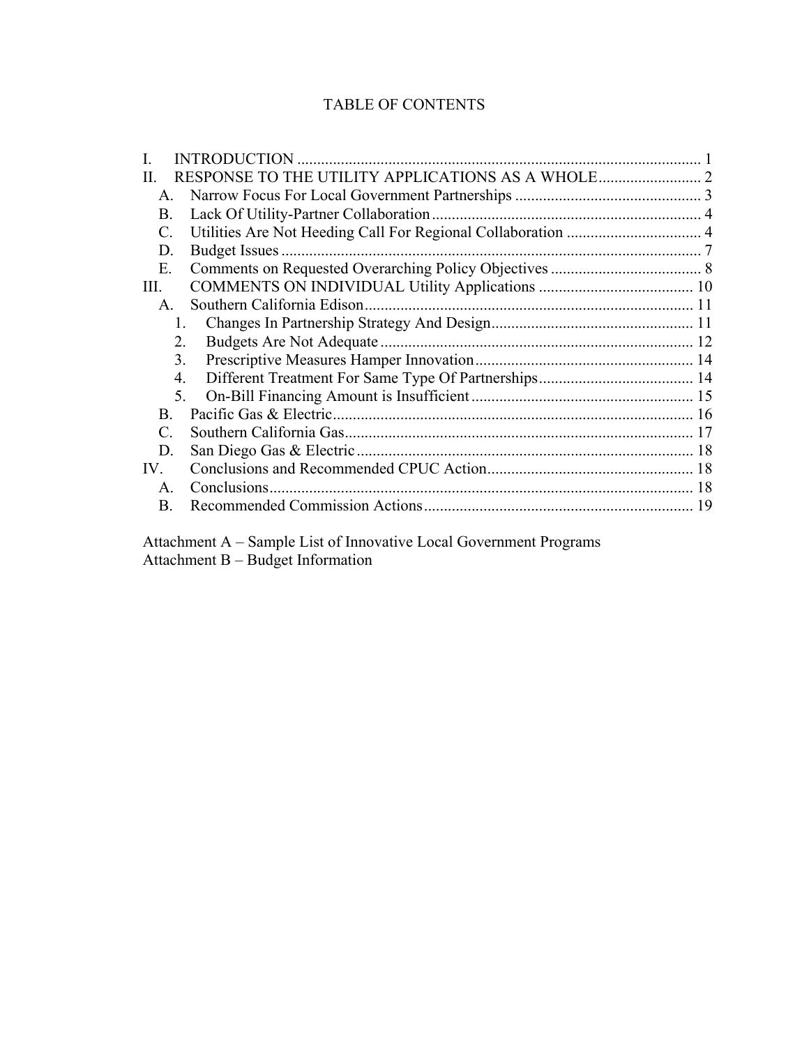# TABLE OF CONTENTS

I. INTRODUCTION .................................................................................................... 1
II. RESPONSE TO THE UTILITY APPLICATIONS AS A WHOLE .......................... 2
  A. Narrow Focus For Local Government Partnerships ............................................... 3
  B. Lack Of Utility-Partner Collaboration ................................................................... 4
  C. Utilities Are Not Heeding Call For Regional Collaboration .................................. 4
  D. Budget Issues ......................................................................................................... 7
  E. Comments on Requested Overarching Policy Objectives ...................................... 8
III. COMMENTS ON INDIVIDUAL Utility Applications ....................................... 10
  A. Southern California Edison .................................................................................. 11
    1. Changes In Partnership Strategy And Design ................................................... 11
    2. Budgets Are Not Adequate ............................................................................... 12
    3. Prescriptive Measures Hamper Innovation ....................................................... 14
    4. Different Treatment For Same Type Of Partnerships ....................................... 14
    5. On-Bill Financing Amount is Insufficient ........................................................ 15
  B. Pacific Gas & Electric .......................................................................................... 16
  C. Southern California Gas ....................................................................................... 17
  D. San Diego Gas & Electric .................................................................................... 18
IV. Conclusions and Recommended CPUC Action .................................................... 18
  A. Conclusions .......................................................................................................... 18
  B. Recommended Commission Actions ................................................................... 19

Attachment A – Sample List of Innovative Local Government Programs
Attachment B – Budget Information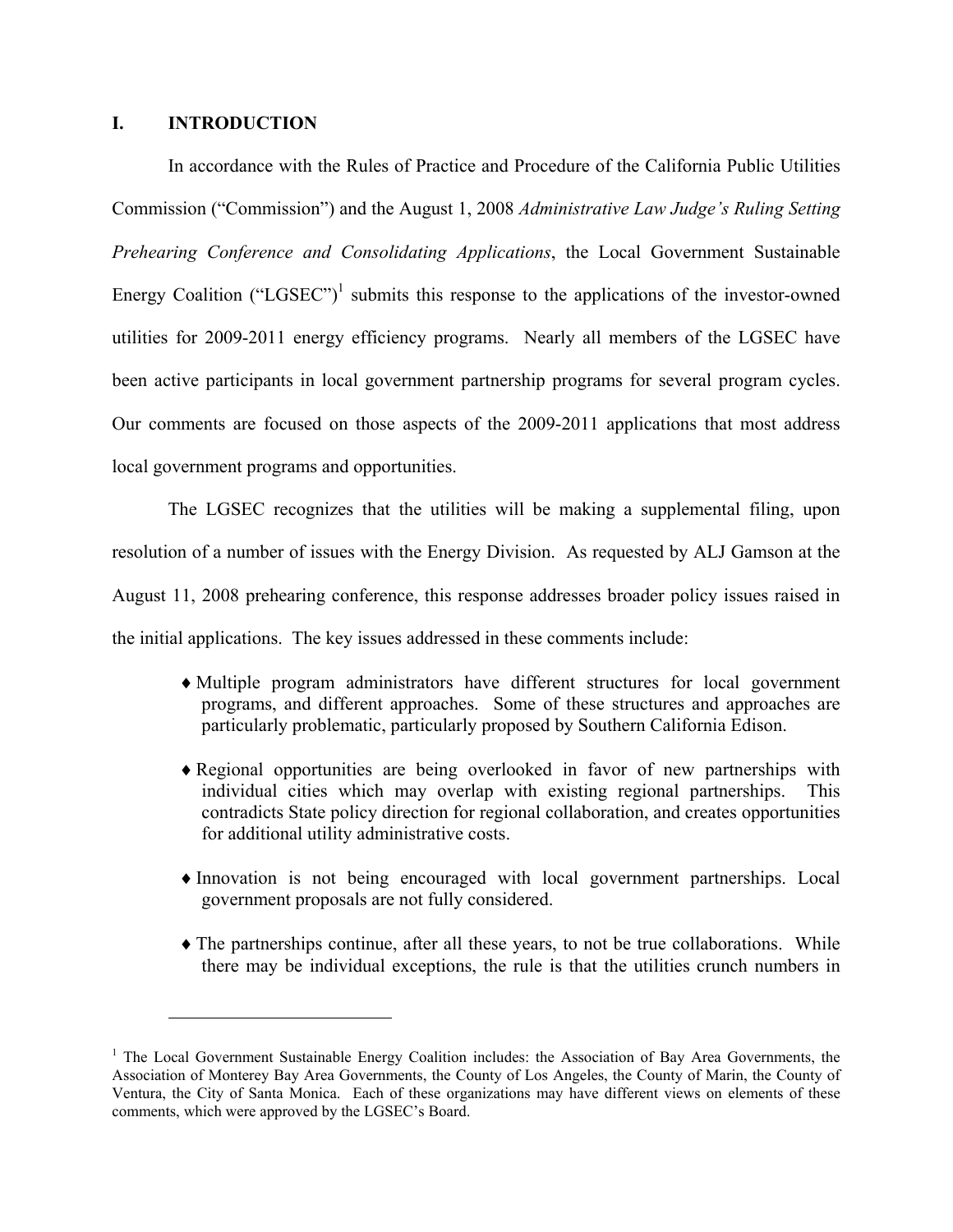## I. INTRODUCTION

In accordance with the Rules of Practice and Procedure of the California Public Utilities Commission ("Commission") and the August 1, 2008 *Administrative Law Judge's Ruling Setting Prehearing Conference and Consolidating Applications*, the Local Government Sustainable Energy Coalition ("LGSEC")[1] submits this response to the applications of the investor-owned utilities for 2009-2011 energy efficiency programs. Nearly all members of the LGSEC have been active participants in local government partnership programs for several program cycles. Our comments are focused on those aspects of the 2009-2011 applications that most address local government programs and opportunities.

The LGSEC recognizes that the utilities will be making a supplemental filing, upon resolution of a number of issues with the Energy Division. As requested by ALJ Gamson at the August 11, 2008 prehearing conference, this response addresses broader policy issues raised in the initial applications. The key issues addressed in these comments include:

- ♦ Multiple program administrators have different structures for local government programs, and different approaches. Some of these structures and approaches are particularly problematic, particularly proposed by Southern California Edison.
- ♦ Regional opportunities are being overlooked in favor of new partnerships with individual cities which may overlap with existing regional partnerships. This contradicts State policy direction for regional collaboration, and creates opportunities for additional utility administrative costs.
- ♦ Innovation is not being encouraged with local government partnerships. Local government proposals are not fully considered.
- ♦ The partnerships continue, after all these years, to not be true collaborations. While there may be individual exceptions, the rule is that the utilities crunch numbers in

---

[1] The Local Government Sustainable Energy Coalition includes: the Association of Bay Area Governments, the Association of Monterey Bay Area Governments, the County of Los Angeles, the County of Marin, the County of Ventura, the City of Santa Monica. Each of these organizations may have different views on elements of these comments, which were approved by the LGSEC's Board.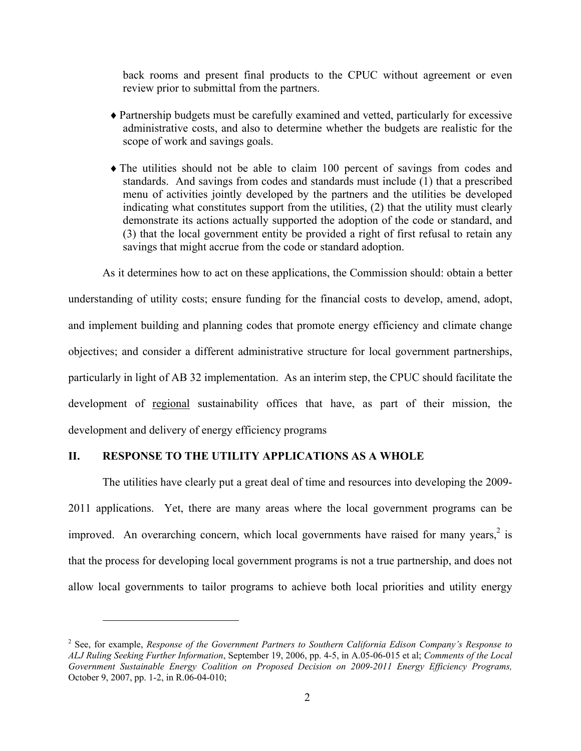back rooms and present final products to the CPUC without agreement or even review prior to submittal from the partners.

- ♦ Partnership budgets must be carefully examined and vetted, particularly for excessive administrative costs, and also to determine whether the budgets are realistic for the scope of work and savings goals.

- ♦ The utilities should not be able to claim 100 percent of savings from codes and standards. And savings from codes and standards must include (1) that a prescribed menu of activities jointly developed by the partners and the utilities be developed indicating what constitutes support from the utilities, (2) that the utility must clearly demonstrate its actions actually supported the adoption of the code or standard, and (3) that the local government entity be provided a right of first refusal to retain any savings that might accrue from the code or standard adoption.

As it determines how to act on these applications, the Commission should: obtain a better understanding of utility costs; ensure funding for the financial costs to develop, amend, adopt, and implement building and planning codes that promote energy efficiency and climate change objectives; and consider a different administrative structure for local government partnerships, particularly in light of AB 32 implementation. As an interim step, the CPUC should facilitate the development of <u>regional</u> sustainability offices that have, as part of their mission, the development and delivery of energy efficiency programs

## II. RESPONSE TO THE UTILITY APPLICATIONS AS A WHOLE

The utilities have clearly put a great deal of time and resources into developing the 2009-2011 applications. Yet, there are many areas where the local government programs can be improved. An overarching concern, which local governments have raised for many years,[2] is that the process for developing local government programs is not a true partnership, and does not allow local governments to tailor programs to achieve both local priorities and utility energy

---

[2] See, for example, *Response of the Government Partners to Southern California Edison Company's Response to ALJ Ruling Seeking Further Information*, September 19, 2006, pp. 4-5, in A.05-06-015 et al; *Comments of the Local Government Sustainable Energy Coalition on Proposed Decision on 2009-2011 Energy Efficiency Programs,* October 9, 2007, pp. 1-2, in R.06-04-010;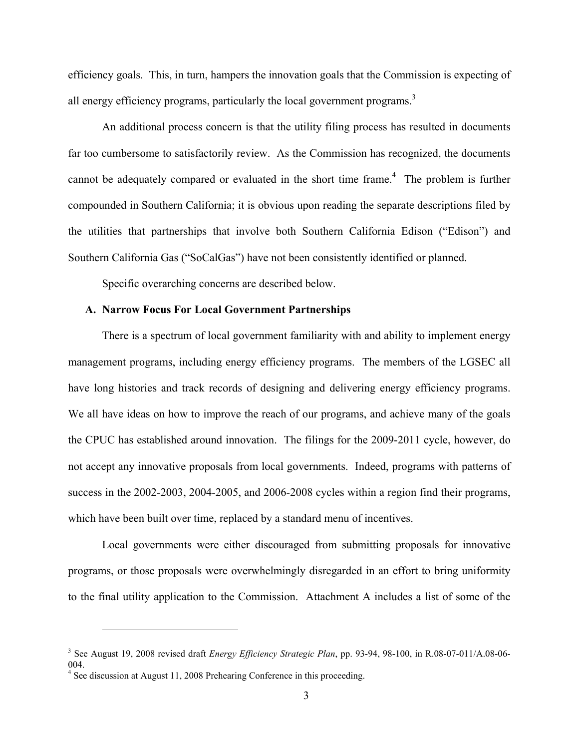efficiency goals. This, in turn, hampers the innovation goals that the Commission is expecting of all energy efficiency programs, particularly the local government programs.[3]

An additional process concern is that the utility filing process has resulted in documents far too cumbersome to satisfactorily review. As the Commission has recognized, the documents cannot be adequately compared or evaluated in the short time frame.[4] The problem is further compounded in Southern California; it is obvious upon reading the separate descriptions filed by the utilities that partnerships that involve both Southern California Edison ("Edison") and Southern California Gas ("SoCalGas") have not been consistently identified or planned.

Specific overarching concerns are described below.

### A. Narrow Focus For Local Government Partnerships

There is a spectrum of local government familiarity with and ability to implement energy management programs, including energy efficiency programs. The members of the LGSEC all have long histories and track records of designing and delivering energy efficiency programs. We all have ideas on how to improve the reach of our programs, and achieve many of the goals the CPUC has established around innovation. The filings for the 2009-2011 cycle, however, do not accept any innovative proposals from local governments. Indeed, programs with patterns of success in the 2002-2003, 2004-2005, and 2006-2008 cycles within a region find their programs, which have been built over time, replaced by a standard menu of incentives.

Local governments were either discouraged from submitting proposals for innovative programs, or those proposals were overwhelmingly disregarded in an effort to bring uniformity to the final utility application to the Commission. Attachment A includes a list of some of the

---

[3] See August 19, 2008 revised draft *Energy Efficiency Strategic Plan*, pp. 93-94, 98-100, in R.08-07-011/A.08-06-004.

[4] See discussion at August 11, 2008 Prehearing Conference in this proceeding.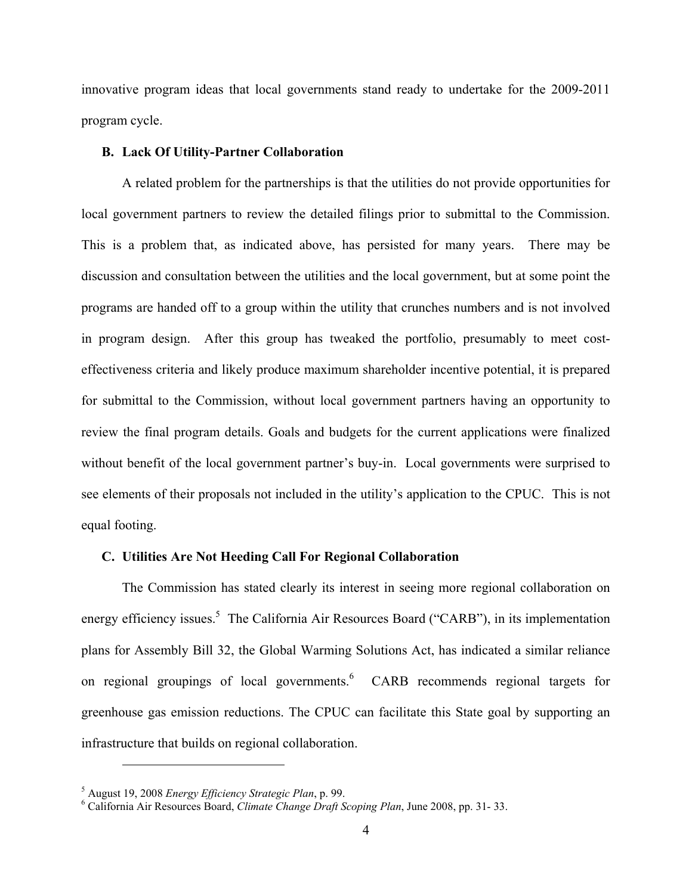innovative program ideas that local governments stand ready to undertake for the 2009-2011 program cycle.

### B. Lack Of Utility-Partner Collaboration

A related problem for the partnerships is that the utilities do not provide opportunities for local government partners to review the detailed filings prior to submittal to the Commission. This is a problem that, as indicated above, has persisted for many years. There may be discussion and consultation between the utilities and the local government, but at some point the programs are handed off to a group within the utility that crunches numbers and is not involved in program design. After this group has tweaked the portfolio, presumably to meet cost-effectiveness criteria and likely produce maximum shareholder incentive potential, it is prepared for submittal to the Commission, without local government partners having an opportunity to review the final program details. Goals and budgets for the current applications were finalized without benefit of the local government partner's buy-in. Local governments were surprised to see elements of their proposals not included in the utility's application to the CPUC. This is not equal footing.

### C. Utilities Are Not Heeding Call For Regional Collaboration

The Commission has stated clearly its interest in seeing more regional collaboration on energy efficiency issues.[5] The California Air Resources Board ("CARB"), in its implementation plans for Assembly Bill 32, the Global Warming Solutions Act, has indicated a similar reliance on regional groupings of local governments.[6] CARB recommends regional targets for greenhouse gas emission reductions. The CPUC can facilitate this State goal by supporting an infrastructure that builds on regional collaboration.

---

[5] August 19, 2008 *Energy Efficiency Strategic Plan*, p. 99.

[6] California Air Resources Board, *Climate Change Draft Scoping Plan*, June 2008, pp. 31- 33.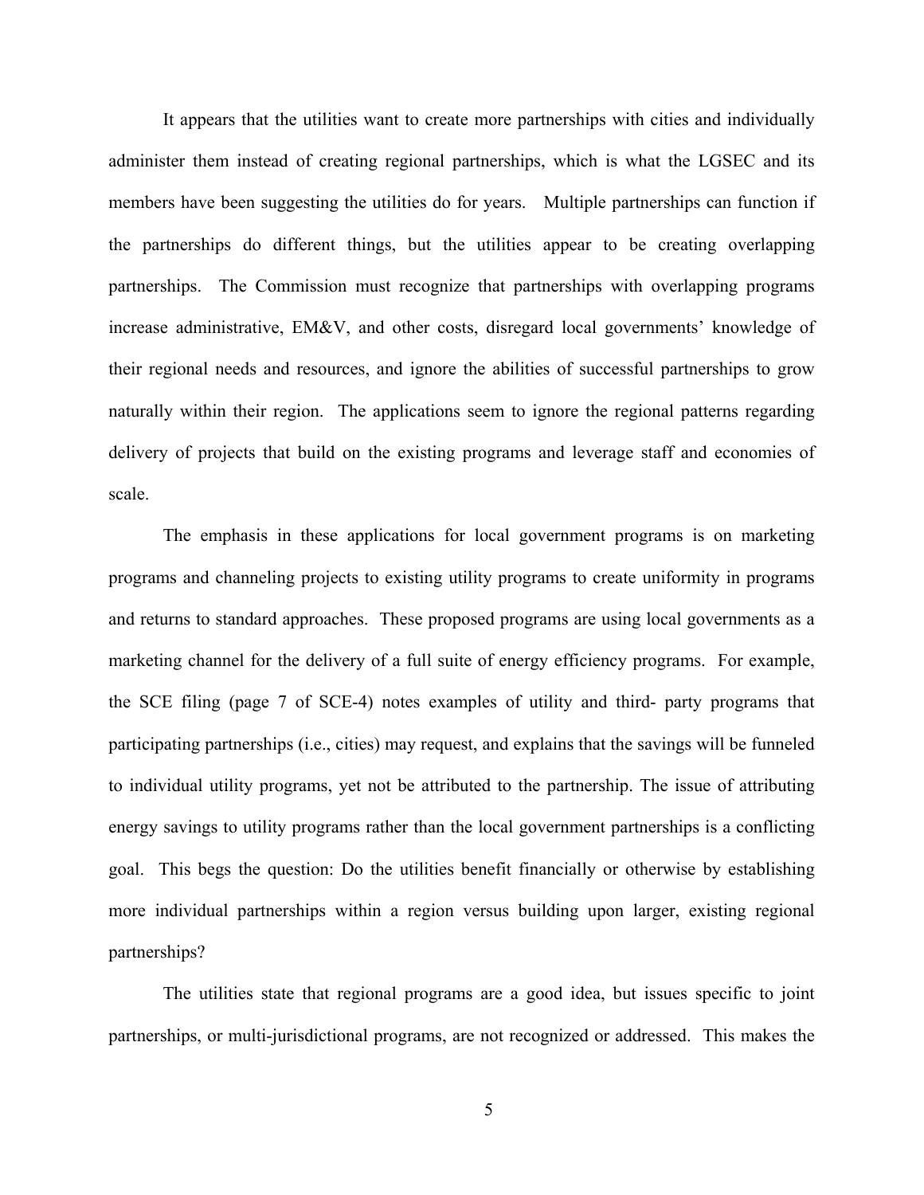It appears that the utilities want to create more partnerships with cities and individually administer them instead of creating regional partnerships, which is what the LGSEC and its members have been suggesting the utilities do for years. Multiple partnerships can function if the partnerships do different things, but the utilities appear to be creating overlapping partnerships. The Commission must recognize that partnerships with overlapping programs increase administrative, EM&V, and other costs, disregard local governments' knowledge of their regional needs and resources, and ignore the abilities of successful partnerships to grow naturally within their region. The applications seem to ignore the regional patterns regarding delivery of projects that build on the existing programs and leverage staff and economies of scale.

The emphasis in these applications for local government programs is on marketing programs and channeling projects to existing utility programs to create uniformity in programs and returns to standard approaches. These proposed programs are using local governments as a marketing channel for the delivery of a full suite of energy efficiency programs. For example, the SCE filing (page 7 of SCE-4) notes examples of utility and third- party programs that participating partnerships (i.e., cities) may request, and explains that the savings will be funneled to individual utility programs, yet not be attributed to the partnership. The issue of attributing energy savings to utility programs rather than the local government partnerships is a conflicting goal. This begs the question: Do the utilities benefit financially or otherwise by establishing more individual partnerships within a region versus building upon larger, existing regional partnerships?

The utilities state that regional programs are a good idea, but issues specific to joint partnerships, or multi-jurisdictional programs, are not recognized or addressed. This makes the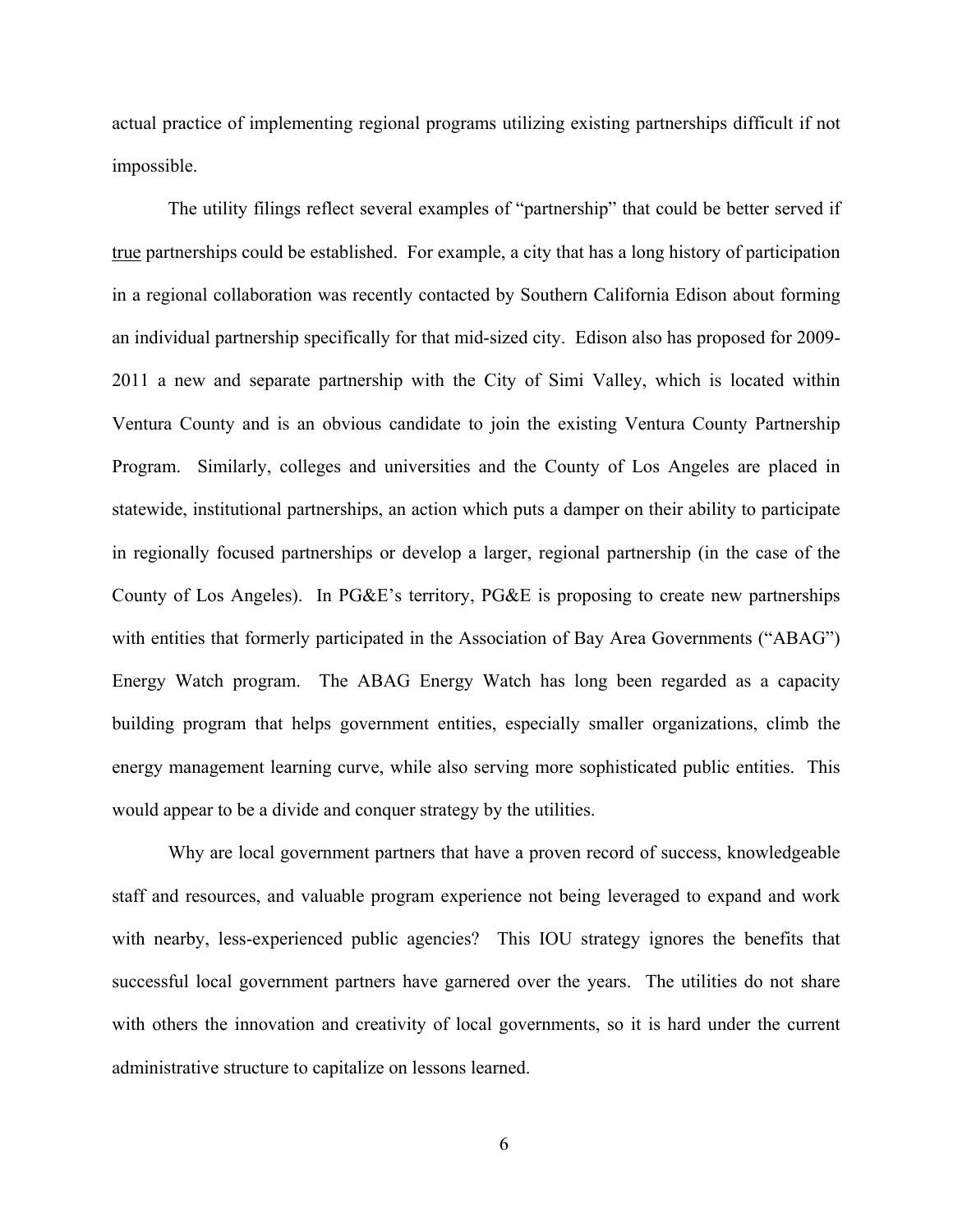actual practice of implementing regional programs utilizing existing partnerships difficult if not impossible.

The utility filings reflect several examples of "partnership" that could be better served if <u>true</u> partnerships could be established. For example, a city that has a long history of participation in a regional collaboration was recently contacted by Southern California Edison about forming an individual partnership specifically for that mid-sized city. Edison also has proposed for 2009-2011 a new and separate partnership with the City of Simi Valley, which is located within Ventura County and is an obvious candidate to join the existing Ventura County Partnership Program. Similarly, colleges and universities and the County of Los Angeles are placed in statewide, institutional partnerships, an action which puts a damper on their ability to participate in regionally focused partnerships or develop a larger, regional partnership (in the case of the County of Los Angeles). In PG&E's territory, PG&E is proposing to create new partnerships with entities that formerly participated in the Association of Bay Area Governments ("ABAG") Energy Watch program. The ABAG Energy Watch has long been regarded as a capacity building program that helps government entities, especially smaller organizations, climb the energy management learning curve, while also serving more sophisticated public entities. This would appear to be a divide and conquer strategy by the utilities.

Why are local government partners that have a proven record of success, knowledgeable staff and resources, and valuable program experience not being leveraged to expand and work with nearby, less-experienced public agencies? This IOU strategy ignores the benefits that successful local government partners have garnered over the years. The utilities do not share with others the innovation and creativity of local governments, so it is hard under the current administrative structure to capitalize on lessons learned.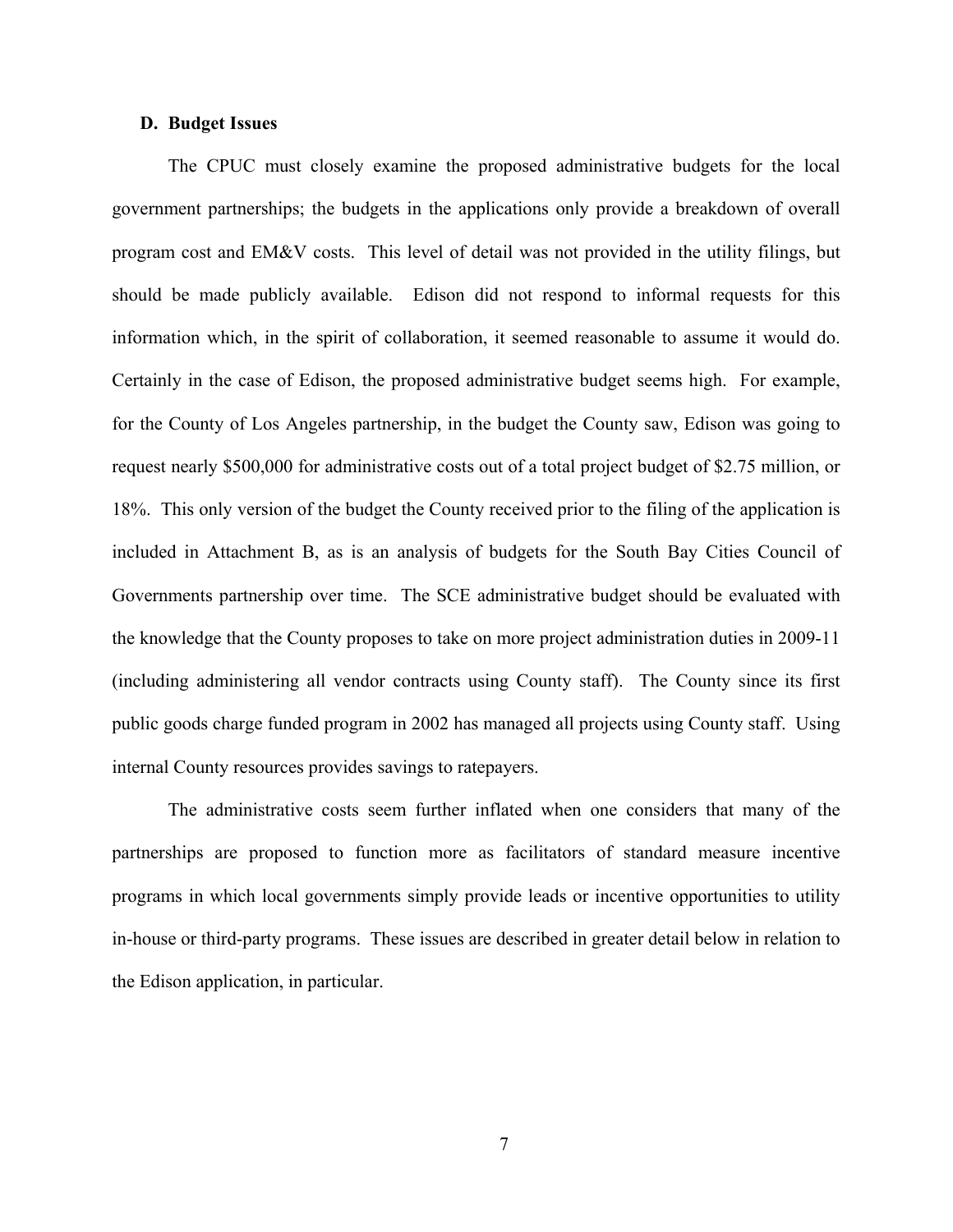### D. Budget Issues

The CPUC must closely examine the proposed administrative budgets for the local government partnerships; the budgets in the applications only provide a breakdown of overall program cost and EM&V costs. This level of detail was not provided in the utility filings, but should be made publicly available. Edison did not respond to informal requests for this information which, in the spirit of collaboration, it seemed reasonable to assume it would do. Certainly in the case of Edison, the proposed administrative budget seems high. For example, for the County of Los Angeles partnership, in the budget the County saw, Edison was going to request nearly $500,000 for administrative costs out of a total project budget of $2.75 million, or 18%. This only version of the budget the County received prior to the filing of the application is included in Attachment B, as is an analysis of budgets for the South Bay Cities Council of Governments partnership over time. The SCE administrative budget should be evaluated with the knowledge that the County proposes to take on more project administration duties in 2009-11 (including administering all vendor contracts using County staff). The County since its first public goods charge funded program in 2002 has managed all projects using County staff. Using internal County resources provides savings to ratepayers.

The administrative costs seem further inflated when one considers that many of the partnerships are proposed to function more as facilitators of standard measure incentive programs in which local governments simply provide leads or incentive opportunities to utility in-house or third-party programs. These issues are described in greater detail below in relation to the Edison application, in particular.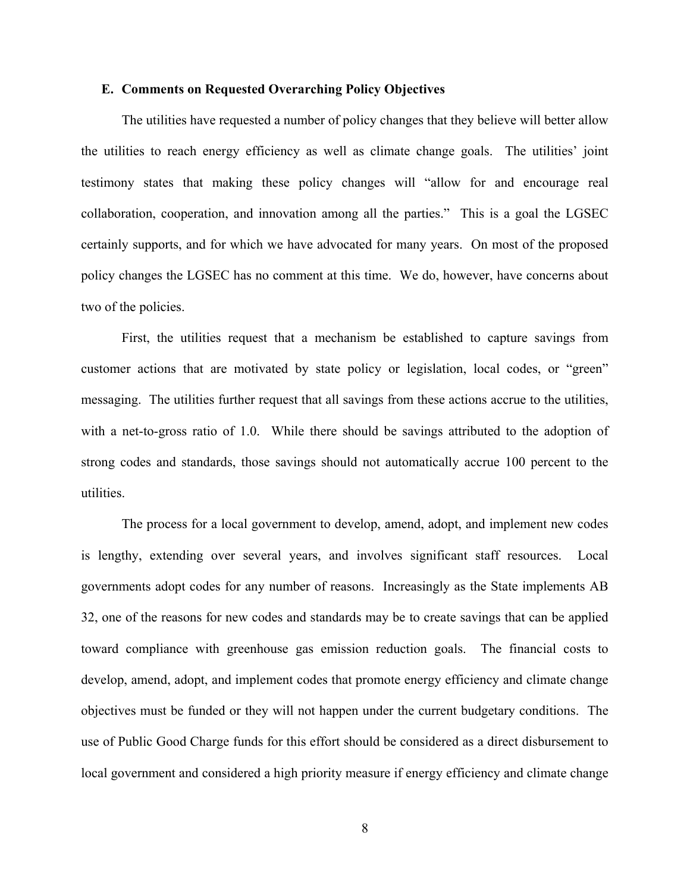### E. Comments on Requested Overarching Policy Objectives

The utilities have requested a number of policy changes that they believe will better allow the utilities to reach energy efficiency as well as climate change goals. The utilities' joint testimony states that making these policy changes will "allow for and encourage real collaboration, cooperation, and innovation among all the parties." This is a goal the LGSEC certainly supports, and for which we have advocated for many years. On most of the proposed policy changes the LGSEC has no comment at this time. We do, however, have concerns about two of the policies.

First, the utilities request that a mechanism be established to capture savings from customer actions that are motivated by state policy or legislation, local codes, or "green" messaging. The utilities further request that all savings from these actions accrue to the utilities, with a net-to-gross ratio of 1.0. While there should be savings attributed to the adoption of strong codes and standards, those savings should not automatically accrue 100 percent to the utilities.

The process for a local government to develop, amend, adopt, and implement new codes is lengthy, extending over several years, and involves significant staff resources. Local governments adopt codes for any number of reasons. Increasingly as the State implements AB 32, one of the reasons for new codes and standards may be to create savings that can be applied toward compliance with greenhouse gas emission reduction goals. The financial costs to develop, amend, adopt, and implement codes that promote energy efficiency and climate change objectives must be funded or they will not happen under the current budgetary conditions. The use of Public Good Charge funds for this effort should be considered as a direct disbursement to local government and considered a high priority measure if energy efficiency and climate change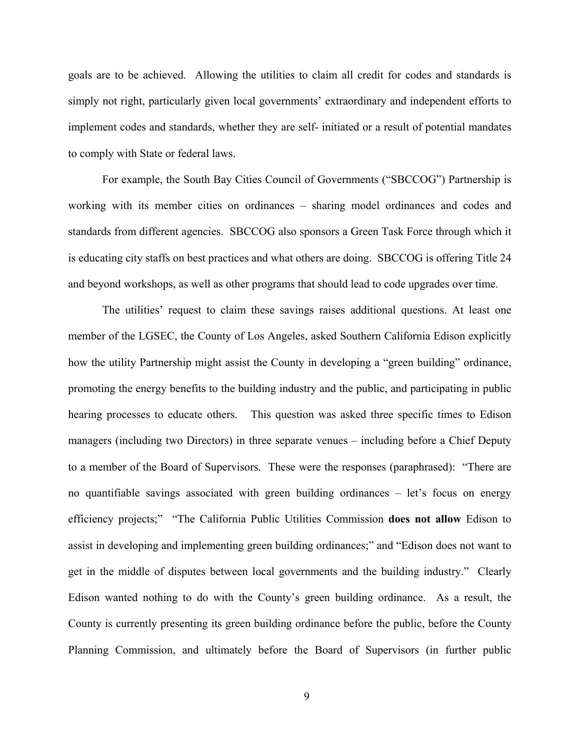goals are to be achieved. Allowing the utilities to claim all credit for codes and standards is simply not right, particularly given local governments' extraordinary and independent efforts to implement codes and standards, whether they are self- initiated or a result of potential mandates to comply with State or federal laws.

For example, the South Bay Cities Council of Governments ("SBCCOG") Partnership is working with its member cities on ordinances – sharing model ordinances and codes and standards from different agencies. SBCCOG also sponsors a Green Task Force through which it is educating city staffs on best practices and what others are doing. SBCCOG is offering Title 24 and beyond workshops, as well as other programs that should lead to code upgrades over time.

The utilities' request to claim these savings raises additional questions. At least one member of the LGSEC, the County of Los Angeles, asked Southern California Edison explicitly how the utility Partnership might assist the County in developing a "green building" ordinance, promoting the energy benefits to the building industry and the public, and participating in public hearing processes to educate others. This question was asked three specific times to Edison managers (including two Directors) in three separate venues – including before a Chief Deputy to a member of the Board of Supervisors. These were the responses (paraphrased): "There are no quantifiable savings associated with green building ordinances – let's focus on energy efficiency projects;" "The California Public Utilities Commission **does not allow** Edison to assist in developing and implementing green building ordinances;" and "Edison does not want to get in the middle of disputes between local governments and the building industry." Clearly Edison wanted nothing to do with the County's green building ordinance. As a result, the County is currently presenting its green building ordinance before the public, before the County Planning Commission, and ultimately before the Board of Supervisors (in further public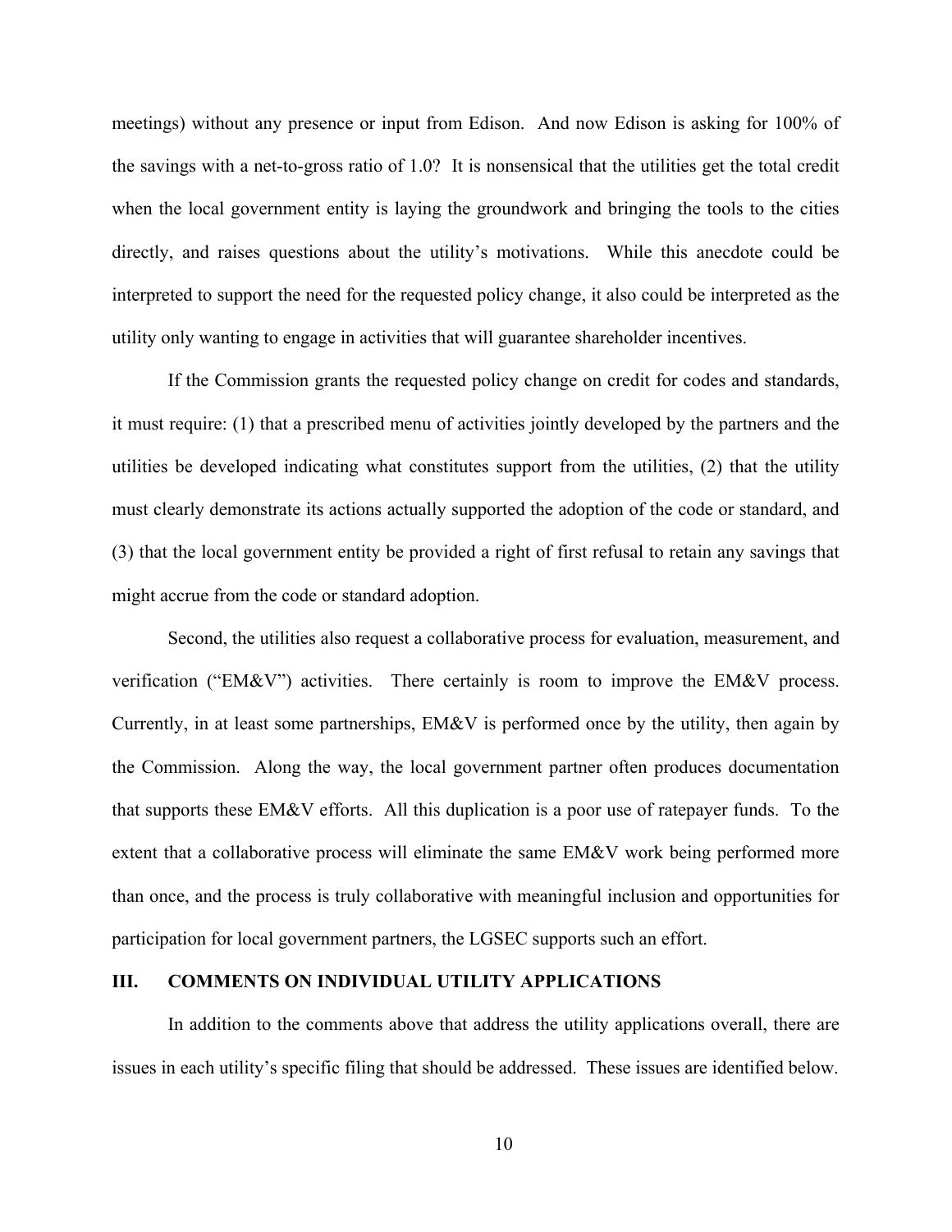meetings) without any presence or input from Edison. And now Edison is asking for 100% of the savings with a net-to-gross ratio of 1.0? It is nonsensical that the utilities get the total credit when the local government entity is laying the groundwork and bringing the tools to the cities directly, and raises questions about the utility's motivations. While this anecdote could be interpreted to support the need for the requested policy change, it also could be interpreted as the utility only wanting to engage in activities that will guarantee shareholder incentives.

If the Commission grants the requested policy change on credit for codes and standards, it must require: (1) that a prescribed menu of activities jointly developed by the partners and the utilities be developed indicating what constitutes support from the utilities, (2) that the utility must clearly demonstrate its actions actually supported the adoption of the code or standard, and (3) that the local government entity be provided a right of first refusal to retain any savings that might accrue from the code or standard adoption.

Second, the utilities also request a collaborative process for evaluation, measurement, and verification ("EM&V") activities. There certainly is room to improve the EM&V process. Currently, in at least some partnerships, EM&V is performed once by the utility, then again by the Commission. Along the way, the local government partner often produces documentation that supports these EM&V efforts. All this duplication is a poor use of ratepayer funds. To the extent that a collaborative process will eliminate the same EM&V work being performed more than once, and the process is truly collaborative with meaningful inclusion and opportunities for participation for local government partners, the LGSEC supports such an effort.

## III. COMMENTS ON INDIVIDUAL UTILITY APPLICATIONS

In addition to the comments above that address the utility applications overall, there are issues in each utility's specific filing that should be addressed. These issues are identified below.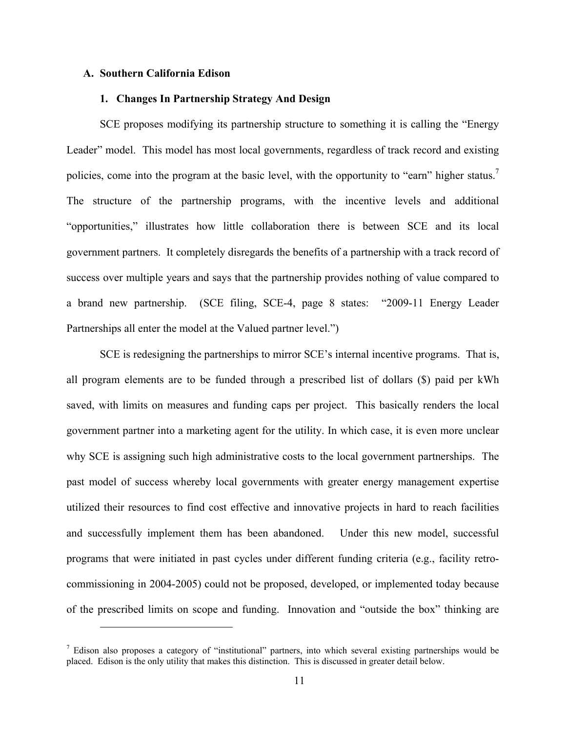### A. Southern California Edison

#### 1. Changes In Partnership Strategy And Design

SCE proposes modifying its partnership structure to something it is calling the "Energy Leader" model. This model has most local governments, regardless of track record and existing policies, come into the program at the basic level, with the opportunity to "earn" higher status.[7] The structure of the partnership programs, with the incentive levels and additional "opportunities," illustrates how little collaboration there is between SCE and its local government partners. It completely disregards the benefits of a partnership with a track record of success over multiple years and says that the partnership provides nothing of value compared to a brand new partnership. (SCE filing, SCE-4, page 8 states: "2009-11 Energy Leader Partnerships all enter the model at the Valued partner level.")

SCE is redesigning the partnerships to mirror SCE's internal incentive programs. That is, all program elements are to be funded through a prescribed list of dollars ($) paid per kWh saved, with limits on measures and funding caps per project. This basically renders the local government partner into a marketing agent for the utility. In which case, it is even more unclear why SCE is assigning such high administrative costs to the local government partnerships. The past model of success whereby local governments with greater energy management expertise utilized their resources to find cost effective and innovative projects in hard to reach facilities and successfully implement them has been abandoned. Under this new model, successful programs that were initiated in past cycles under different funding criteria (e.g., facility retro-commissioning in 2004-2005) could not be proposed, developed, or implemented today because of the prescribed limits on scope and funding. Innovation and "outside the box" thinking are

[7] Edison also proposes a category of "institutional" partners, into which several existing partnerships would be placed. Edison is the only utility that makes this distinction. This is discussed in greater detail below.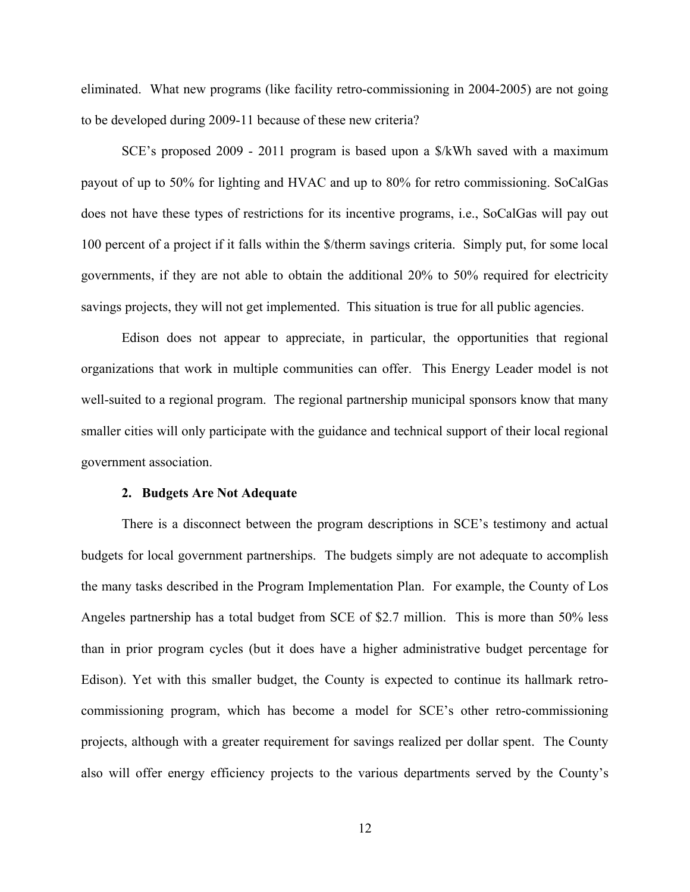eliminated. What new programs (like facility retro-commissioning in 2004-2005) are not going to be developed during 2009-11 because of these new criteria?

SCE's proposed 2009 - 2011 program is based upon a $/kWh saved with a maximum payout of up to 50% for lighting and HVAC and up to 80% for retro commissioning. SoCalGas does not have these types of restrictions for its incentive programs, i.e., SoCalGas will pay out 100 percent of a project if it falls within the $/therm savings criteria. Simply put, for some local governments, if they are not able to obtain the additional 20% to 50% required for electricity savings projects, they will not get implemented. This situation is true for all public agencies.

Edison does not appear to appreciate, in particular, the opportunities that regional organizations that work in multiple communities can offer. This Energy Leader model is not well-suited to a regional program. The regional partnership municipal sponsors know that many smaller cities will only participate with the guidance and technical support of their local regional government association.

### 2. Budgets Are Not Adequate

There is a disconnect between the program descriptions in SCE's testimony and actual budgets for local government partnerships. The budgets simply are not adequate to accomplish the many tasks described in the Program Implementation Plan. For example, the County of Los Angeles partnership has a total budget from SCE of $2.7 million. This is more than 50% less than in prior program cycles (but it does have a higher administrative budget percentage for Edison). Yet with this smaller budget, the County is expected to continue its hallmark retro-commissioning program, which has become a model for SCE's other retro-commissioning projects, although with a greater requirement for savings realized per dollar spent. The County also will offer energy efficiency projects to the various departments served by the County's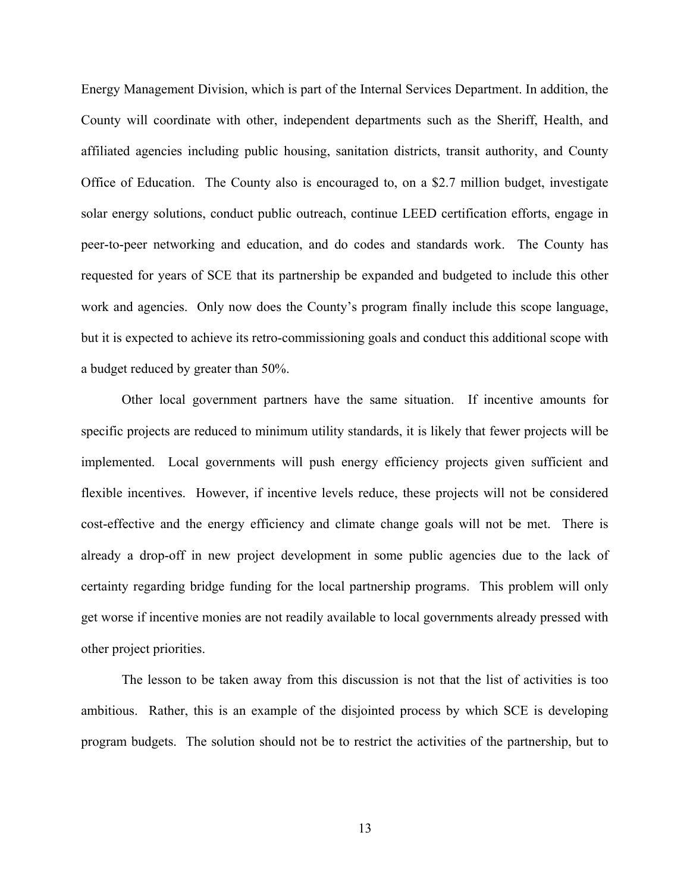Energy Management Division, which is part of the Internal Services Department. In addition, the County will coordinate with other, independent departments such as the Sheriff, Health, and affiliated agencies including public housing, sanitation districts, transit authority, and County Office of Education. The County also is encouraged to, on a $2.7 million budget, investigate solar energy solutions, conduct public outreach, continue LEED certification efforts, engage in peer-to-peer networking and education, and do codes and standards work. The County has requested for years of SCE that its partnership be expanded and budgeted to include this other work and agencies. Only now does the County's program finally include this scope language, but it is expected to achieve its retro-commissioning goals and conduct this additional scope with a budget reduced by greater than 50%.

Other local government partners have the same situation. If incentive amounts for specific projects are reduced to minimum utility standards, it is likely that fewer projects will be implemented. Local governments will push energy efficiency projects given sufficient and flexible incentives. However, if incentive levels reduce, these projects will not be considered cost-effective and the energy efficiency and climate change goals will not be met. There is already a drop-off in new project development in some public agencies due to the lack of certainty regarding bridge funding for the local partnership programs. This problem will only get worse if incentive monies are not readily available to local governments already pressed with other project priorities.

The lesson to be taken away from this discussion is not that the list of activities is too ambitious. Rather, this is an example of the disjointed process by which SCE is developing program budgets. The solution should not be to restrict the activities of the partnership, but to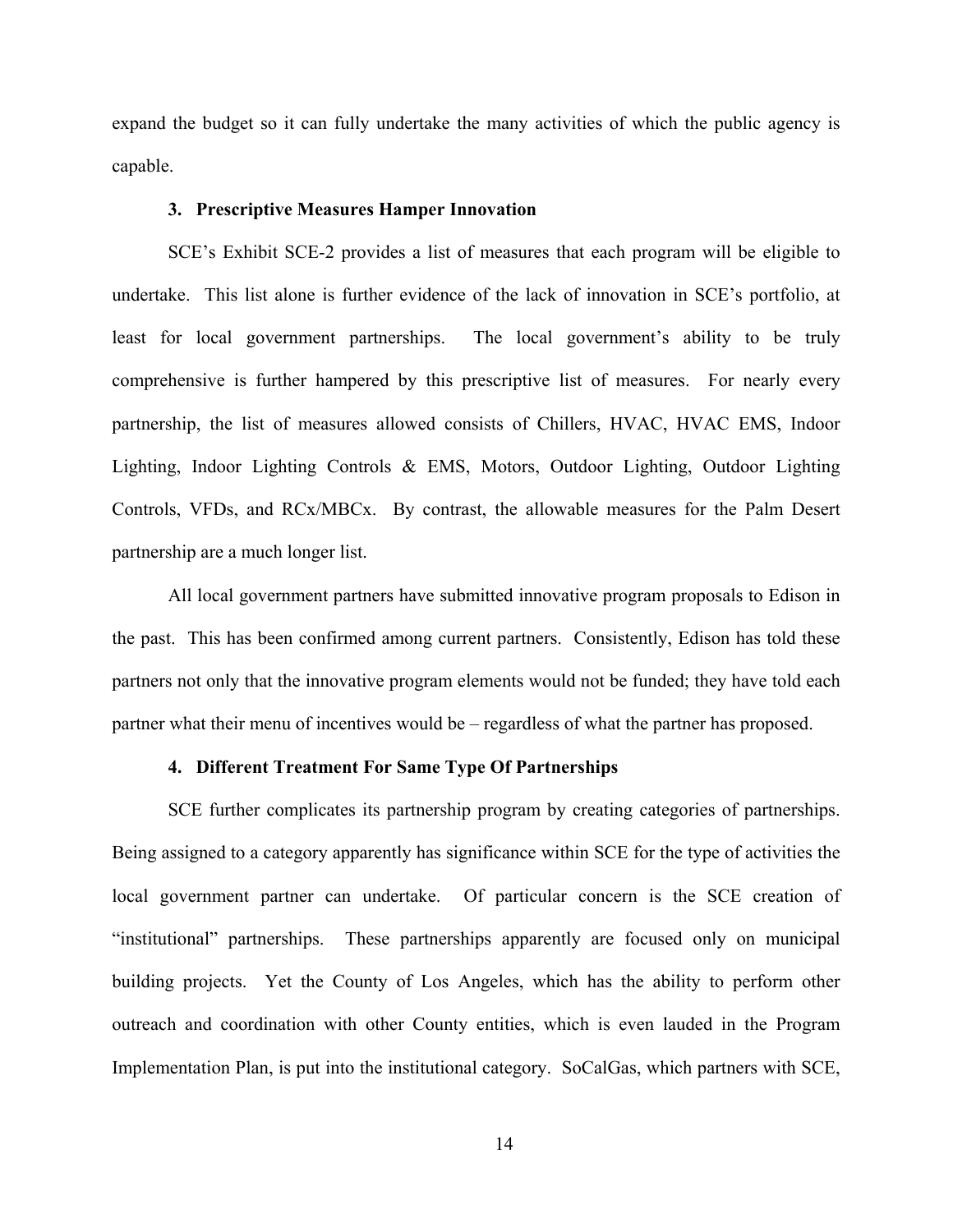expand the budget so it can fully undertake the many activities of which the public agency is capable.

### 3. Prescriptive Measures Hamper Innovation

SCE's Exhibit SCE-2 provides a list of measures that each program will be eligible to undertake. This list alone is further evidence of the lack of innovation in SCE's portfolio, at least for local government partnerships. The local government's ability to be truly comprehensive is further hampered by this prescriptive list of measures. For nearly every partnership, the list of measures allowed consists of Chillers, HVAC, HVAC EMS, Indoor Lighting, Indoor Lighting Controls & EMS, Motors, Outdoor Lighting, Outdoor Lighting Controls, VFDs, and RCx/MBCx. By contrast, the allowable measures for the Palm Desert partnership are a much longer list.

All local government partners have submitted innovative program proposals to Edison in the past. This has been confirmed among current partners. Consistently, Edison has told these partners not only that the innovative program elements would not be funded; they have told each partner what their menu of incentives would be – regardless of what the partner has proposed.

### 4. Different Treatment For Same Type Of Partnerships

SCE further complicates its partnership program by creating categories of partnerships. Being assigned to a category apparently has significance within SCE for the type of activities the local government partner can undertake. Of particular concern is the SCE creation of "institutional" partnerships. These partnerships apparently are focused only on municipal building projects. Yet the County of Los Angeles, which has the ability to perform other outreach and coordination with other County entities, which is even lauded in the Program Implementation Plan, is put into the institutional category. SoCalGas, which partners with SCE,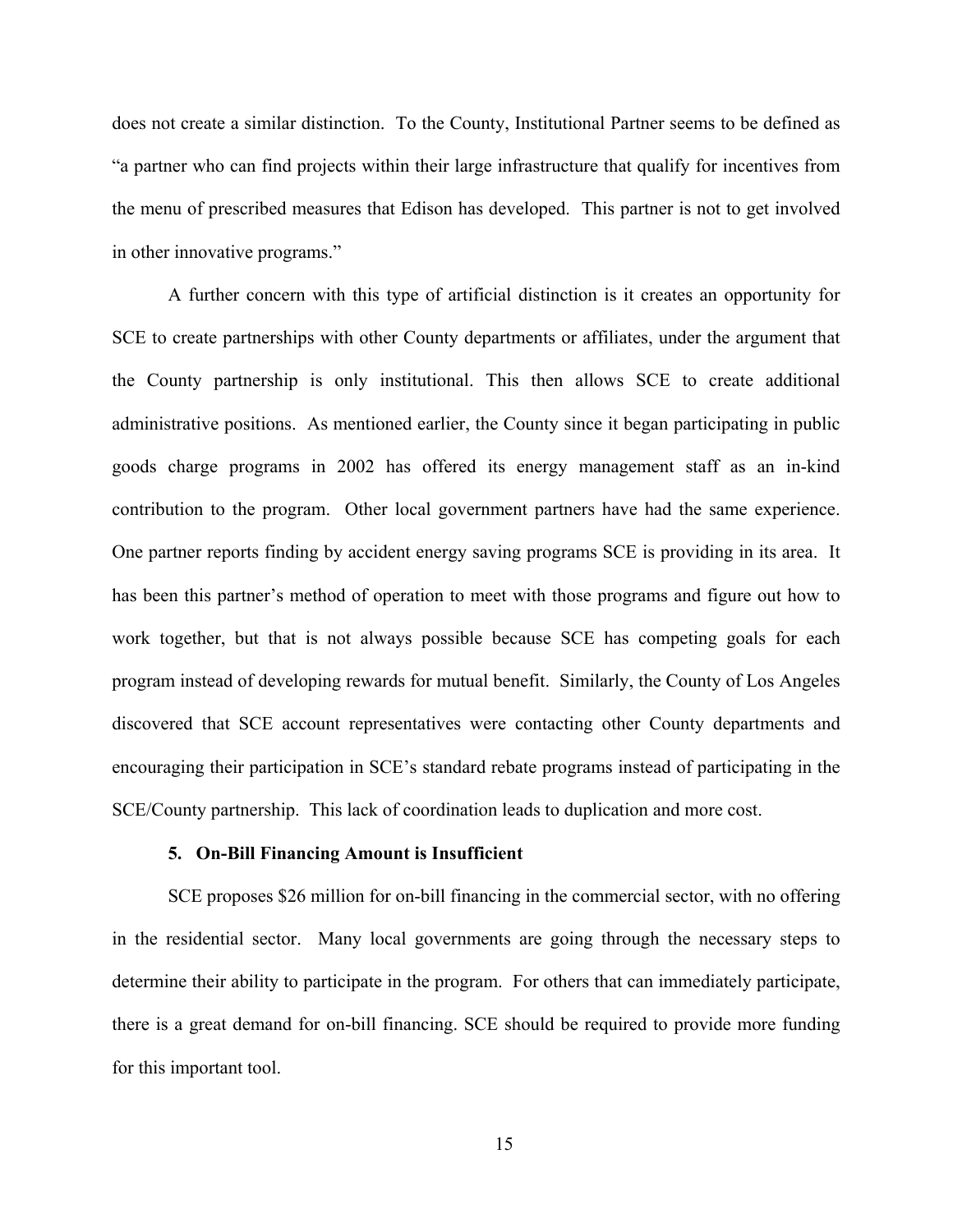does not create a similar distinction. To the County, Institutional Partner seems to be defined as "a partner who can find projects within their large infrastructure that qualify for incentives from the menu of prescribed measures that Edison has developed. This partner is not to get involved in other innovative programs."

A further concern with this type of artificial distinction is it creates an opportunity for SCE to create partnerships with other County departments or affiliates, under the argument that the County partnership is only institutional. This then allows SCE to create additional administrative positions. As mentioned earlier, the County since it began participating in public goods charge programs in 2002 has offered its energy management staff as an in-kind contribution to the program. Other local government partners have had the same experience. One partner reports finding by accident energy saving programs SCE is providing in its area. It has been this partner's method of operation to meet with those programs and figure out how to work together, but that is not always possible because SCE has competing goals for each program instead of developing rewards for mutual benefit. Similarly, the County of Los Angeles discovered that SCE account representatives were contacting other County departments and encouraging their participation in SCE's standard rebate programs instead of participating in the SCE/County partnership. This lack of coordination leads to duplication and more cost.

### 5. On-Bill Financing Amount is Insufficient

SCE proposes $26 million for on-bill financing in the commercial sector, with no offering in the residential sector. Many local governments are going through the necessary steps to determine their ability to participate in the program. For others that can immediately participate, there is a great demand for on-bill financing. SCE should be required to provide more funding for this important tool.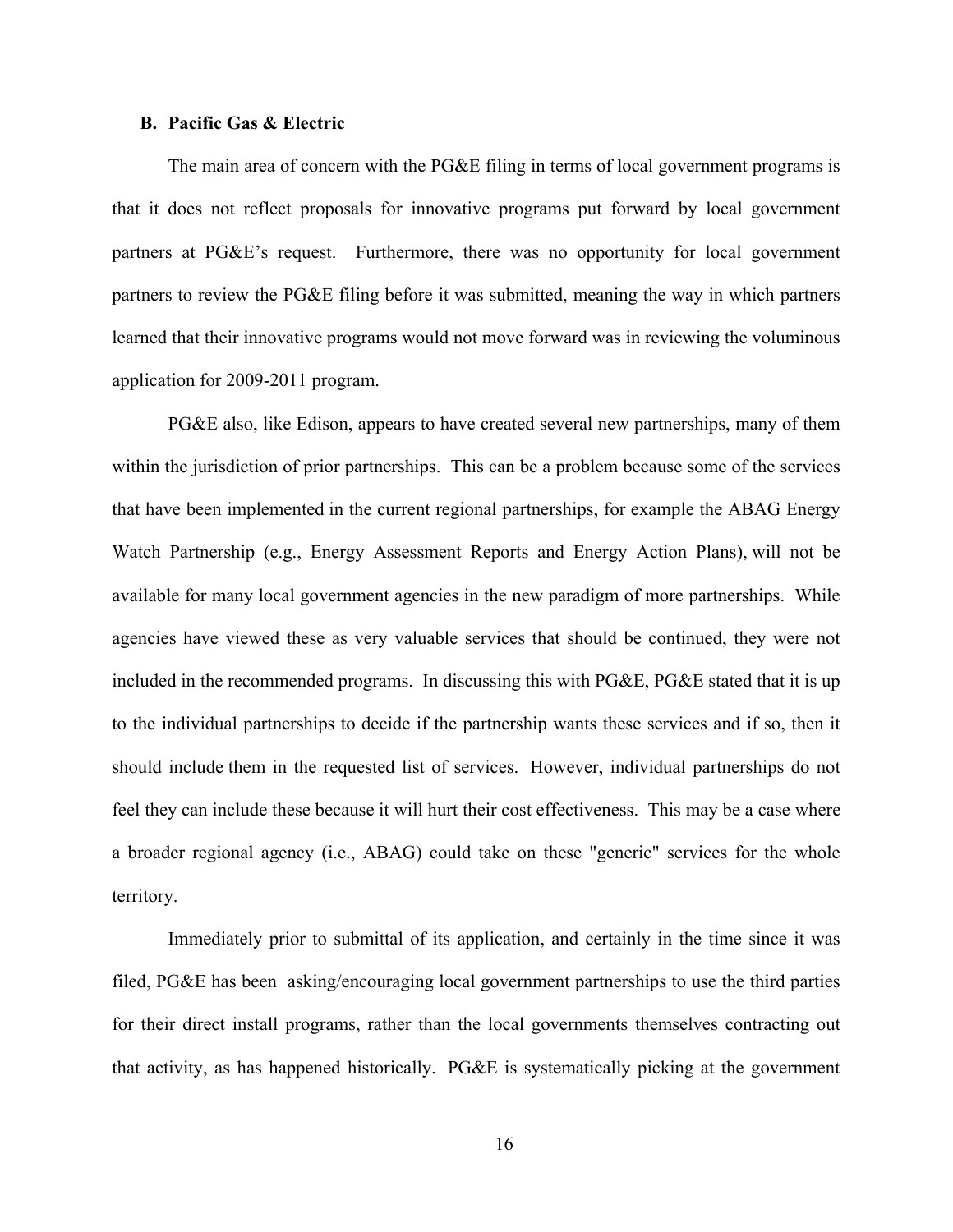### B. Pacific Gas & Electric

The main area of concern with the PG&E filing in terms of local government programs is that it does not reflect proposals for innovative programs put forward by local government partners at PG&E's request. Furthermore, there was no opportunity for local government partners to review the PG&E filing before it was submitted, meaning the way in which partners learned that their innovative programs would not move forward was in reviewing the voluminous application for 2009-2011 program.

PG&E also, like Edison, appears to have created several new partnerships, many of them within the jurisdiction of prior partnerships. This can be a problem because some of the services that have been implemented in the current regional partnerships, for example the ABAG Energy Watch Partnership (e.g., Energy Assessment Reports and Energy Action Plans), will not be available for many local government agencies in the new paradigm of more partnerships. While agencies have viewed these as very valuable services that should be continued, they were not included in the recommended programs. In discussing this with PG&E, PG&E stated that it is up to the individual partnerships to decide if the partnership wants these services and if so, then it should include them in the requested list of services. However, individual partnerships do not feel they can include these because it will hurt their cost effectiveness. This may be a case where a broader regional agency (i.e., ABAG) could take on these "generic" services for the whole territory.

Immediately prior to submittal of its application, and certainly in the time since it was filed, PG&E has been asking/encouraging local government partnerships to use the third parties for their direct install programs, rather than the local governments themselves contracting out that activity, as has happened historically. PG&E is systematically picking at the government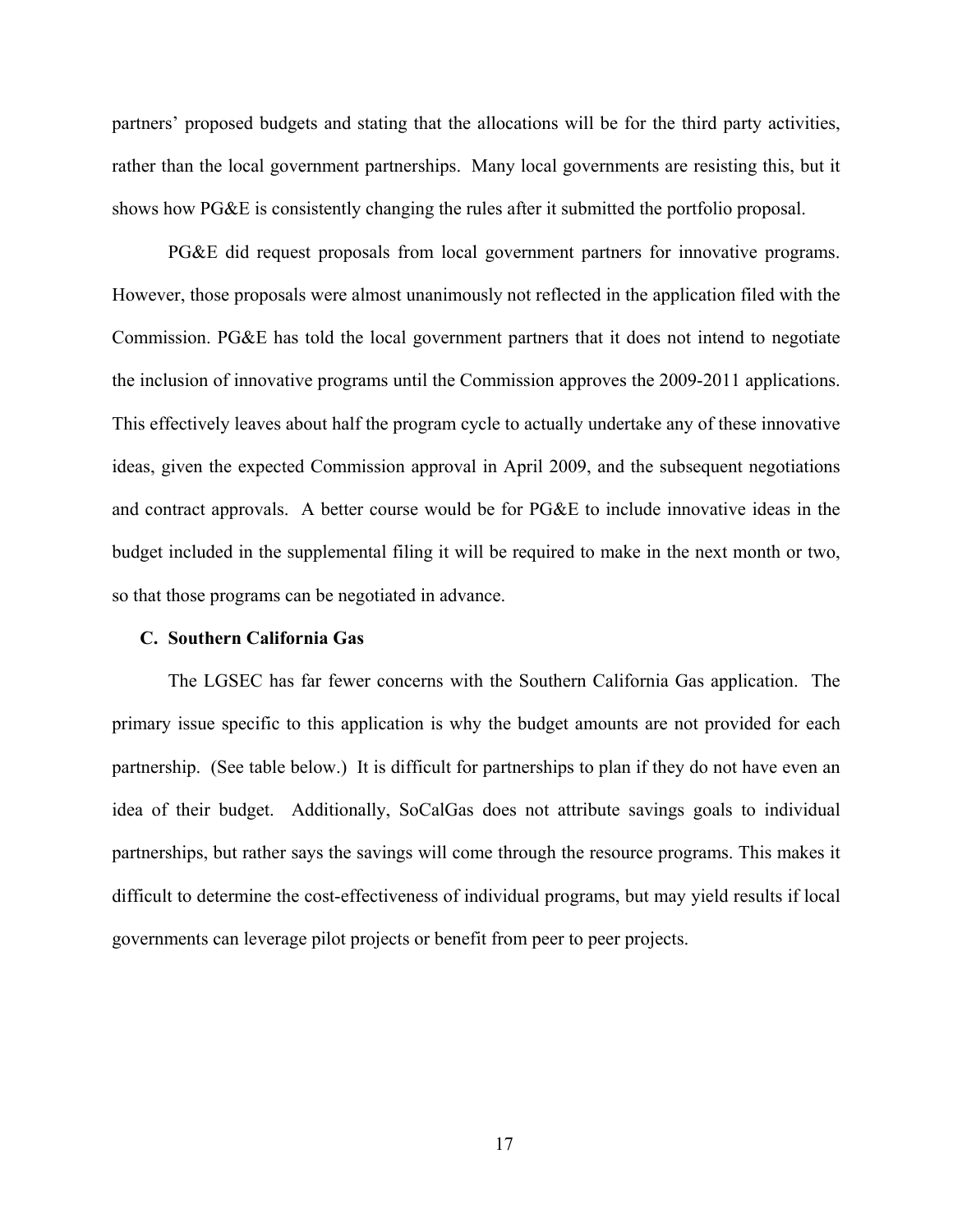partners' proposed budgets and stating that the allocations will be for the third party activities, rather than the local government partnerships. Many local governments are resisting this, but it shows how PG&E is consistently changing the rules after it submitted the portfolio proposal.

PG&E did request proposals from local government partners for innovative programs. However, those proposals were almost unanimously not reflected in the application filed with the Commission. PG&E has told the local government partners that it does not intend to negotiate the inclusion of innovative programs until the Commission approves the 2009-2011 applications. This effectively leaves about half the program cycle to actually undertake any of these innovative ideas, given the expected Commission approval in April 2009, and the subsequent negotiations and contract approvals. A better course would be for PG&E to include innovative ideas in the budget included in the supplemental filing it will be required to make in the next month or two, so that those programs can be negotiated in advance.

### C. Southern California Gas

The LGSEC has far fewer concerns with the Southern California Gas application. The primary issue specific to this application is why the budget amounts are not provided for each partnership. (See table below.) It is difficult for partnerships to plan if they do not have even an idea of their budget. Additionally, SoCalGas does not attribute savings goals to individual partnerships, but rather says the savings will come through the resource programs. This makes it difficult to determine the cost-effectiveness of individual programs, but may yield results if local governments can leverage pilot projects or benefit from peer to peer projects.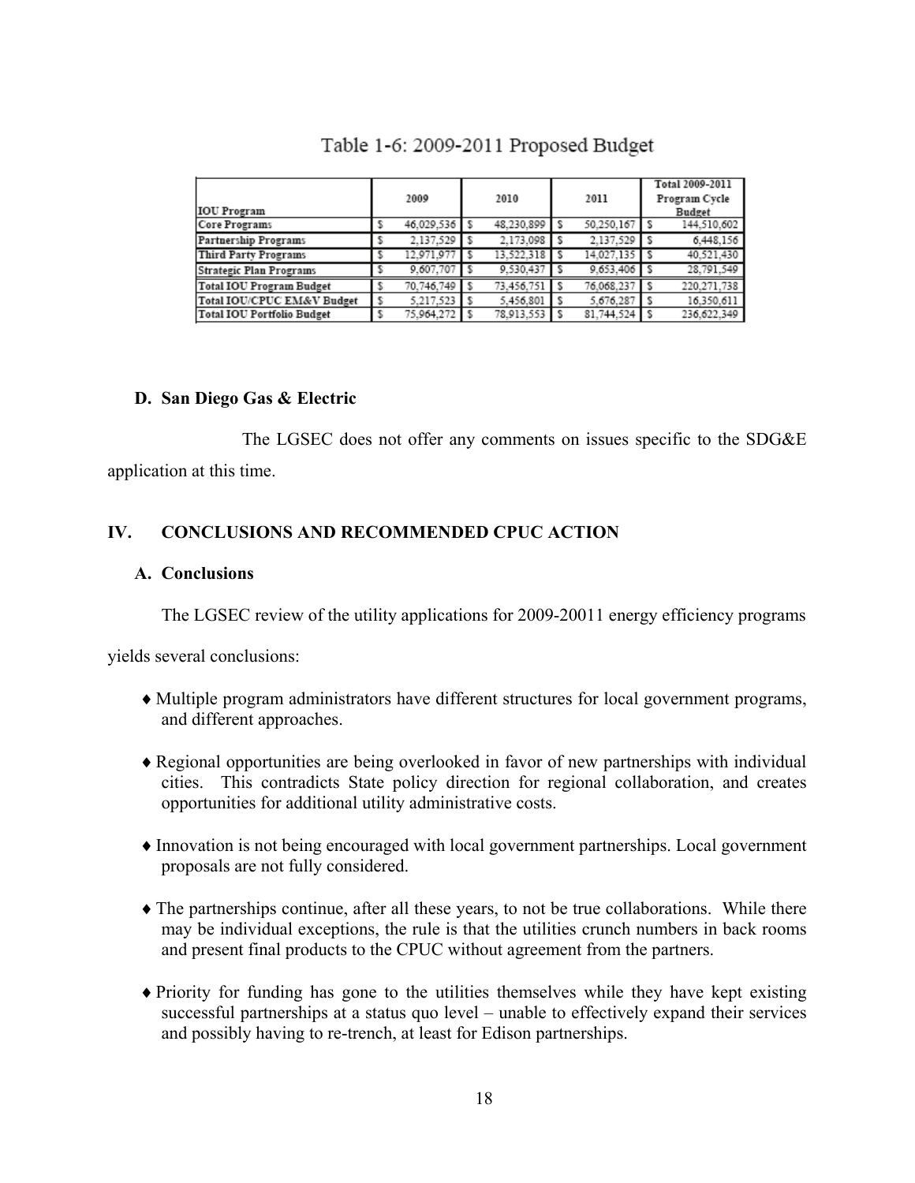Table 1-6: 2009-2011 Proposed Budget

| IOU Program | 2009 | 2010 | 2011 | Total 2009-2011 Program Cycle Budget |
|---|---|---|---|---|
| Core Programs | $ 46,029,536 | $ 48,230,899 | $ 50,250,167 | $ 144,510,602 |
| Partnership Programs | $ 2,137,529 | $ 2,173,098 | $ 2,137,529 | $ 6,448,156 |
| Third Party Programs | $ 12,971,977 | $ 13,522,318 | $ 14,027,135 | $ 40,521,430 |
| Strategic Plan Programs | $ 9,607,707 | $ 9,530,437 | $ 9,653,406 | $ 28,791,549 |
| Total IOU Program Budget | $ 70,746,749 | $ 73,456,751 | $ 76,068,237 | $ 220,271,738 |
| Total IOU/CPUC EM&V Budget | $ 5,217,523 | $ 5,456,801 | $ 5,676,287 | $ 16,350,611 |
| Total IOU Portfolio Budget | $ 75,964,272 | $ 78,913,553 | $ 81,744,524 | $ 236,622,349 |

### D. San Diego Gas & Electric

The LGSEC does not offer any comments on issues specific to the SDG&E application at this time.

## IV. CONCLUSIONS AND RECOMMENDED CPUC ACTION

### A. Conclusions

The LGSEC review of the utility applications for 2009-20011 energy efficiency programs yields several conclusions:

- ♦ Multiple program administrators have different structures for local government programs, and different approaches.
- ♦ Regional opportunities are being overlooked in favor of new partnerships with individual cities. This contradicts State policy direction for regional collaboration, and creates opportunities for additional utility administrative costs.
- ♦ Innovation is not being encouraged with local government partnerships. Local government proposals are not fully considered.
- ♦ The partnerships continue, after all these years, to not be true collaborations. While there may be individual exceptions, the rule is that the utilities crunch numbers in back rooms and present final products to the CPUC without agreement from the partners.
- ♦ Priority for funding has gone to the utilities themselves while they have kept existing successful partnerships at a status quo level – unable to effectively expand their services and possibly having to re-trench, at least for Edison partnerships.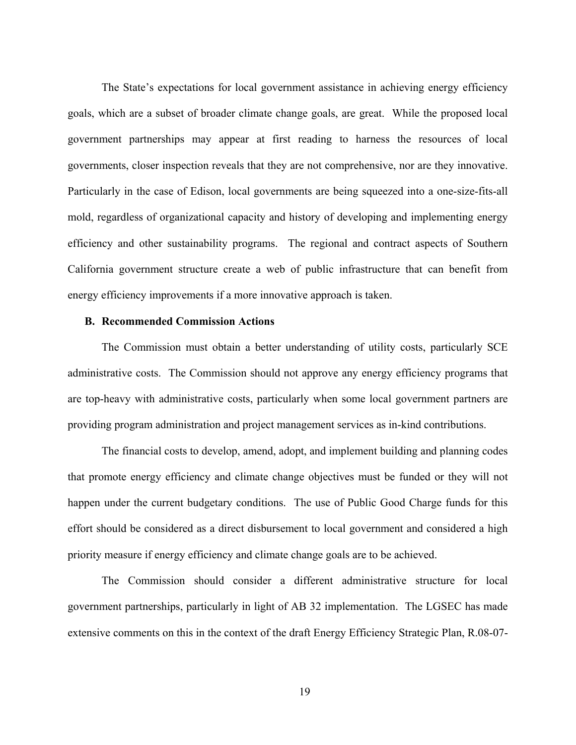The State's expectations for local government assistance in achieving energy efficiency goals, which are a subset of broader climate change goals, are great. While the proposed local government partnerships may appear at first reading to harness the resources of local governments, closer inspection reveals that they are not comprehensive, nor are they innovative. Particularly in the case of Edison, local governments are being squeezed into a one-size-fits-all mold, regardless of organizational capacity and history of developing and implementing energy efficiency and other sustainability programs. The regional and contract aspects of Southern California government structure create a web of public infrastructure that can benefit from energy efficiency improvements if a more innovative approach is taken.

### B. Recommended Commission Actions

The Commission must obtain a better understanding of utility costs, particularly SCE administrative costs. The Commission should not approve any energy efficiency programs that are top-heavy with administrative costs, particularly when some local government partners are providing program administration and project management services as in-kind contributions.

The financial costs to develop, amend, adopt, and implement building and planning codes that promote energy efficiency and climate change objectives must be funded or they will not happen under the current budgetary conditions. The use of Public Good Charge funds for this effort should be considered as a direct disbursement to local government and considered a high priority measure if energy efficiency and climate change goals are to be achieved.

The Commission should consider a different administrative structure for local government partnerships, particularly in light of AB 32 implementation. The LGSEC has made extensive comments on this in the context of the draft Energy Efficiency Strategic Plan, R.08-07-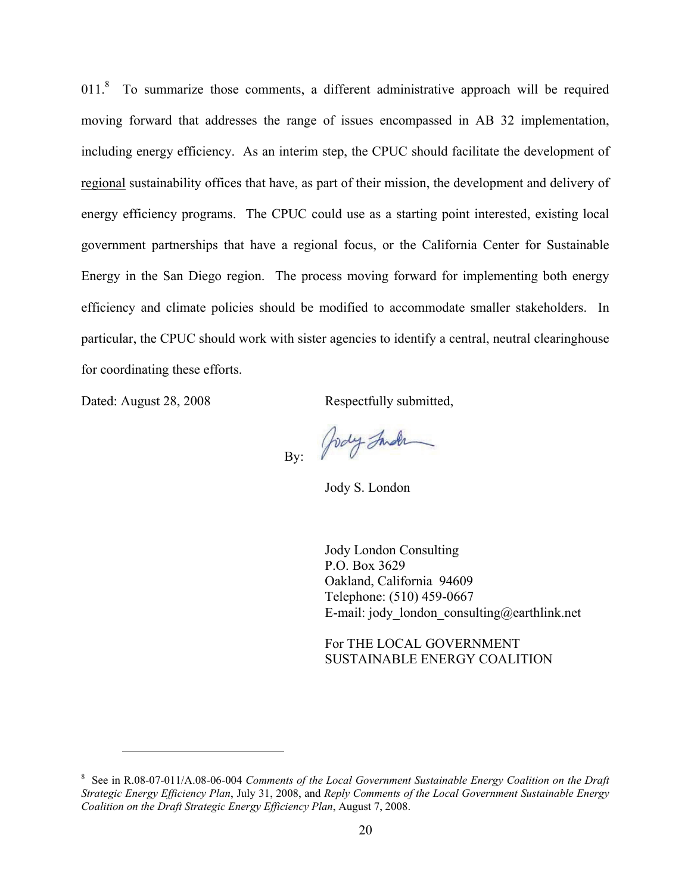011.[8] To summarize those comments, a different administrative approach will be required moving forward that addresses the range of issues encompassed in AB 32 implementation, including energy efficiency. As an interim step, the CPUC should facilitate the development of <u>regional</u> sustainability offices that have, as part of their mission, the development and delivery of energy efficiency programs. The CPUC could use as a starting point interested, existing local government partnerships that have a regional focus, or the California Center for Sustainable Energy in the San Diego region. The process moving forward for implementing both energy efficiency and climate policies should be modified to accommodate smaller stakeholders. In particular, the CPUC should work with sister agencies to identify a central, neutral clearinghouse for coordinating these efforts.

Dated: August 28, 2008

Respectfully submitted,

By:

Jody S. London

Jody London Consulting
P.O. Box 3629
Oakland, California 94609
Telephone: (510) 459-0667
E-mail: jody_london_consulting@earthlink.net

For THE LOCAL GOVERNMENT SUSTAINABLE ENERGY COALITION

---

[8] See in R.08-07-011/A.08-06-004 *Comments of the Local Government Sustainable Energy Coalition on the Draft Strategic Energy Efficiency Plan*, July 31, 2008, and *Reply Comments of the Local Government Sustainable Energy Coalition on the Draft Strategic Energy Efficiency Plan*, August 7, 2008.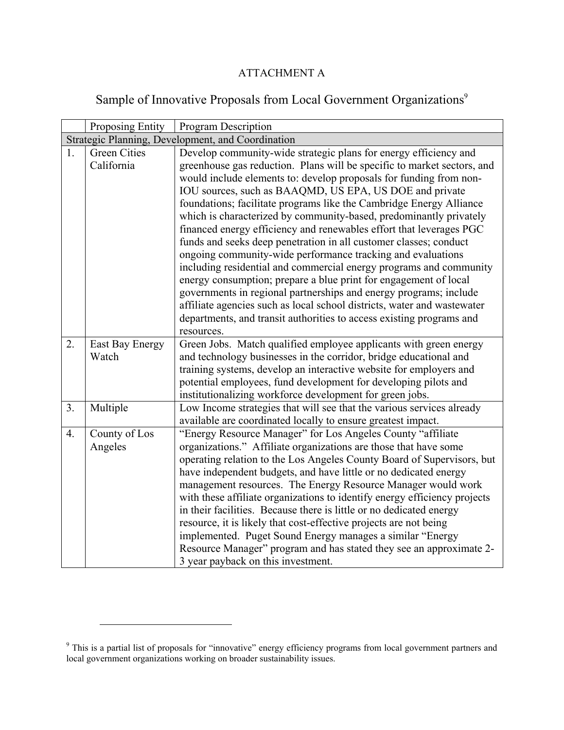ATTACHMENT A

# Sample of Innovative Proposals from Local Government Organizations[9]

| | Proposing Entity | Program Description |
|---|---|---|
| Strategic Planning, Development, and Coordination | | |
| 1. | Green Cities California | Develop community-wide strategic plans for energy efficiency and greenhouse gas reduction. Plans will be specific to market sectors, and would include elements to: develop proposals for funding from non-IOU sources, such as BAAQMD, US EPA, US DOE and private foundations; facilitate programs like the Cambridge Energy Alliance which is characterized by community-based, predominantly privately financed energy efficiency and renewables effort that leverages PGC funds and seeks deep penetration in all customer classes; conduct ongoing community-wide performance tracking and evaluations including residential and commercial energy programs and community energy consumption; prepare a blue print for engagement of local governments in regional partnerships and energy programs; include affiliate agencies such as local school districts, water and wastewater departments, and transit authorities to access existing programs and resources. |
| 2. | East Bay Energy Watch | Green Jobs. Match qualified employee applicants with green energy and technology businesses in the corridor, bridge educational and training systems, develop an interactive website for employers and potential employees, fund development for developing pilots and institutionalizing workforce development for green jobs. |
| 3. | Multiple | Low Income strategies that will see that the various services already available are coordinated locally to ensure greatest impact. |
| 4. | County of Los Angeles | "Energy Resource Manager" for Los Angeles County "affiliate organizations." Affiliate organizations are those that have some operating relation to the Los Angeles County Board of Supervisors, but have independent budgets, and have little or no dedicated energy management resources. The Energy Resource Manager would work with these affiliate organizations to identify energy efficiency projects in their facilities. Because there is little or no dedicated energy resource, it is likely that cost-effective projects are not being implemented. Puget Sound Energy manages a similar "Energy Resource Manager" program and has stated they see an approximate 2-3 year payback on this investment. |

[9] This is a partial list of proposals for "innovative" energy efficiency programs from local government partners and local government organizations working on broader sustainability issues.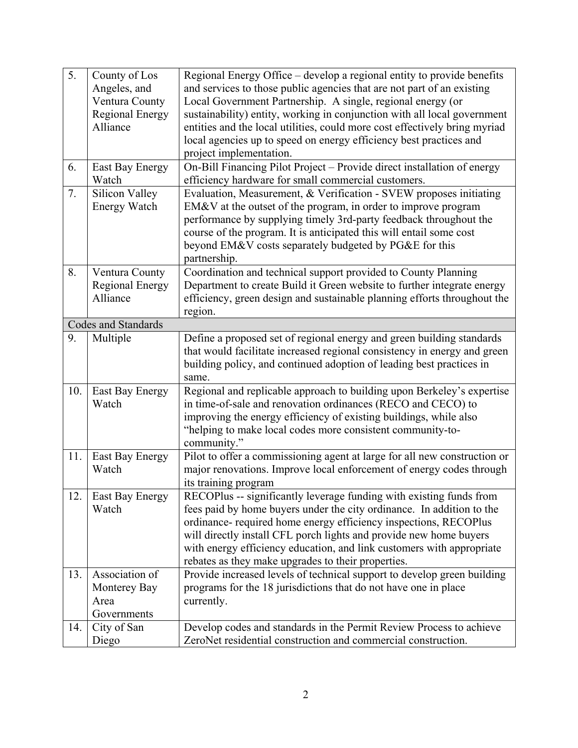| | | |
|---|---|---|
| 5. | County of Los Angeles, and Ventura County Regional Energy Alliance | Regional Energy Office – develop a regional entity to provide benefits and services to those public agencies that are not part of an existing Local Government Partnership. A single, regional energy (or sustainability) entity, working in conjunction with all local government entities and the local utilities, could more cost effectively bring myriad local agencies up to speed on energy efficiency best practices and project implementation. |
| 6. | East Bay Energy Watch | On-Bill Financing Pilot Project – Provide direct installation of energy efficiency hardware for small commercial customers. |
| 7. | Silicon Valley Energy Watch | Evaluation, Measurement, & Verification - SVEW proposes initiating EM&V at the outset of the program, in order to improve program performance by supplying timely 3rd-party feedback throughout the course of the program. It is anticipated this will entail some cost beyond EM&V costs separately budgeted by PG&E for this partnership. |
| 8. | Ventura County Regional Energy Alliance | Coordination and technical support provided to County Planning Department to create Build it Green website to further integrate energy efficiency, green design and sustainable planning efforts throughout the region. |
| Codes and Standards | | |
| 9. | Multiple | Define a proposed set of regional energy and green building standards that would facilitate increased regional consistency in energy and green building policy, and continued adoption of leading best practices in same. |
| 10. | East Bay Energy Watch | Regional and replicable approach to building upon Berkeley's expertise in time-of-sale and renovation ordinances (RECO and CECO) to improving the energy efficiency of existing buildings, while also "helping to make local codes more consistent community-to-community." |
| 11. | East Bay Energy Watch | Pilot to offer a commissioning agent at large for all new construction or major renovations. Improve local enforcement of energy codes through its training program |
| 12. | East Bay Energy Watch | RECOPlus -- significantly leverage funding with existing funds from fees paid by home buyers under the city ordinance. In addition to the ordinance- required home energy efficiency inspections, RECOPlus will directly install CFL porch lights and provide new home buyers with energy efficiency education, and link customers with appropriate rebates as they make upgrades to their properties. |
| 13. | Association of Monterey Bay Area Governments | Provide increased levels of technical support to develop green building programs for the 18 jurisdictions that do not have one in place currently. |
| 14. | City of San Diego | Develop codes and standards in the Permit Review Process to achieve ZeroNet residential construction and commercial construction. |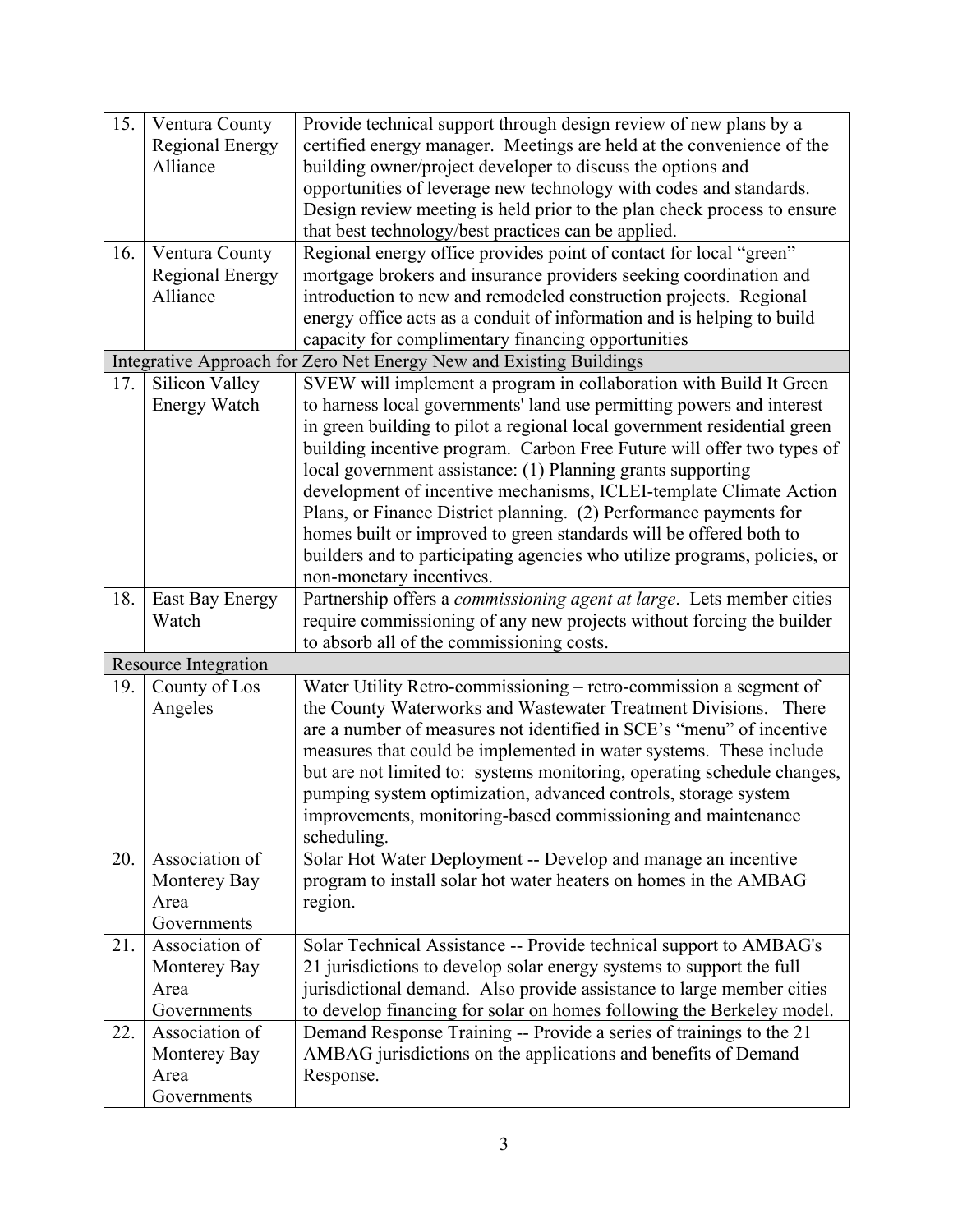| | | |
|---|---|---|
| 15. | Ventura County Regional Energy Alliance | Provide technical support through design review of new plans by a certified energy manager. Meetings are held at the convenience of the building owner/project developer to discuss the options and opportunities of leverage new technology with codes and standards. Design review meeting is held prior to the plan check process to ensure that best technology/best practices can be applied. |
| 16. | Ventura County Regional Energy Alliance | Regional energy office provides point of contact for local "green" mortgage brokers and insurance providers seeking coordination and introduction to new and remodeled construction projects. Regional energy office acts as a conduit of information and is helping to build capacity for complimentary financing opportunities |
| Integrative Approach for Zero Net Energy New and Existing Buildings | | |
| 17. | Silicon Valley Energy Watch | SVEW will implement a program in collaboration with Build It Green to harness local governments' land use permitting powers and interest in green building to pilot a regional local government residential green building incentive program. Carbon Free Future will offer two types of local government assistance: (1) Planning grants supporting development of incentive mechanisms, ICLEI-template Climate Action Plans, or Finance District planning. (2) Performance payments for homes built or improved to green standards will be offered both to builders and to participating agencies who utilize programs, policies, or non-monetary incentives. |
| 18. | East Bay Energy Watch | Partnership offers a *commissioning agent at large*. Lets member cities require commissioning of any new projects without forcing the builder to absorb all of the commissioning costs. |
| Resource Integration | | |
| 19. | County of Los Angeles | Water Utility Retro-commissioning – retro-commission a segment of the County Waterworks and Wastewater Treatment Divisions. There are a number of measures not identified in SCE's "menu" of incentive measures that could be implemented in water systems. These include but are not limited to: systems monitoring, operating schedule changes, pumping system optimization, advanced controls, storage system improvements, monitoring-based commissioning and maintenance scheduling. |
| 20. | Association of Monterey Bay Area Governments | Solar Hot Water Deployment -- Develop and manage an incentive program to install solar hot water heaters on homes in the AMBAG region. |
| 21. | Association of Monterey Bay Area Governments | Solar Technical Assistance -- Provide technical support to AMBAG's 21 jurisdictions to develop solar energy systems to support the full jurisdictional demand. Also provide assistance to large member cities to develop financing for solar on homes following the Berkeley model. |
| 22. | Association of Monterey Bay Area Governments | Demand Response Training -- Provide a series of trainings to the 21 AMBAG jurisdictions on the applications and benefits of Demand Response. |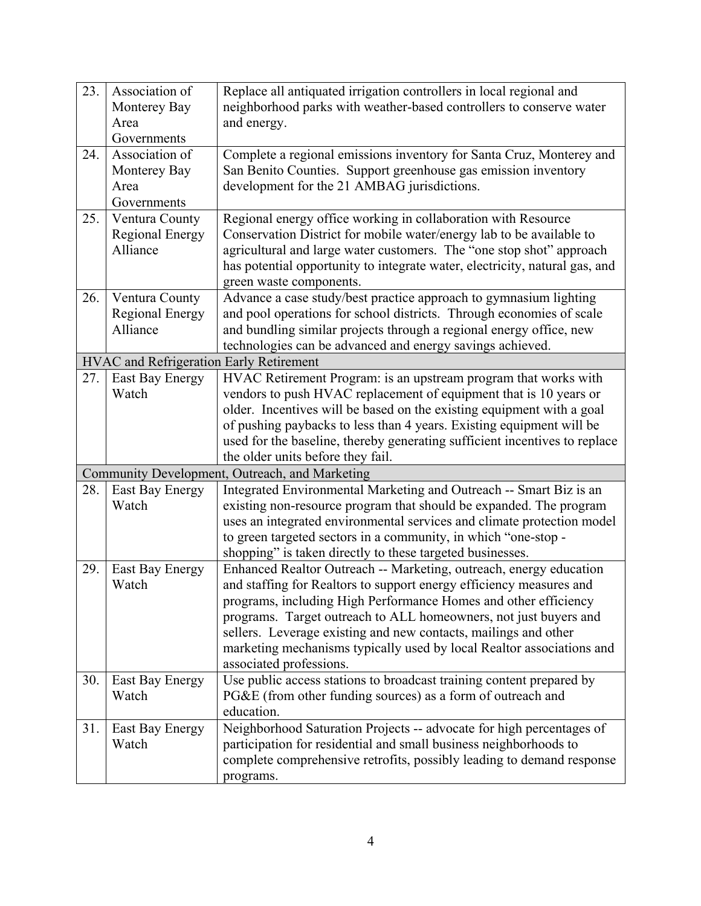| | | |
|---|---|---|
| 23. | Association of Monterey Bay Area Governments | Replace all antiquated irrigation controllers in local regional and neighborhood parks with weather-based controllers to conserve water and energy. |
| 24. | Association of Monterey Bay Area Governments | Complete a regional emissions inventory for Santa Cruz, Monterey and San Benito Counties. Support greenhouse gas emission inventory development for the 21 AMBAG jurisdictions. |
| 25. | Ventura County Regional Energy Alliance | Regional energy office working in collaboration with Resource Conservation District for mobile water/energy lab to be available to agricultural and large water customers. The "one stop shot" approach has potential opportunity to integrate water, electricity, natural gas, and green waste components. |
| 26. | Ventura County Regional Energy Alliance | Advance a case study/best practice approach to gymnasium lighting and pool operations for school districts. Through economies of scale and bundling similar projects through a regional energy office, new technologies can be advanced and energy savings achieved. |
| HVAC and Refrigeration Early Retirement | | |
| 27. | East Bay Energy Watch | HVAC Retirement Program: is an upstream program that works with vendors to push HVAC replacement of equipment that is 10 years or older. Incentives will be based on the existing equipment with a goal of pushing paybacks to less than 4 years. Existing equipment will be used for the baseline, thereby generating sufficient incentives to replace the older units before they fail. |
| Community Development, Outreach, and Marketing | | |
| 28. | East Bay Energy Watch | Integrated Environmental Marketing and Outreach -- Smart Biz is an existing non-resource program that should be expanded. The program uses an integrated environmental services and climate protection model to green targeted sectors in a community, in which "one-stop - shopping" is taken directly to these targeted businesses. |
| 29. | East Bay Energy Watch | Enhanced Realtor Outreach -- Marketing, outreach, energy education and staffing for Realtors to support energy efficiency measures and programs, including High Performance Homes and other efficiency programs. Target outreach to ALL homeowners, not just buyers and sellers. Leverage existing and new contacts, mailings and other marketing mechanisms typically used by local Realtor associations and associated professions. |
| 30. | East Bay Energy Watch | Use public access stations to broadcast training content prepared by PG&E (from other funding sources) as a form of outreach and education. |
| 31. | East Bay Energy Watch | Neighborhood Saturation Projects -- advocate for high percentages of participation for residential and small business neighborhoods to complete comprehensive retrofits, possibly leading to demand response programs. |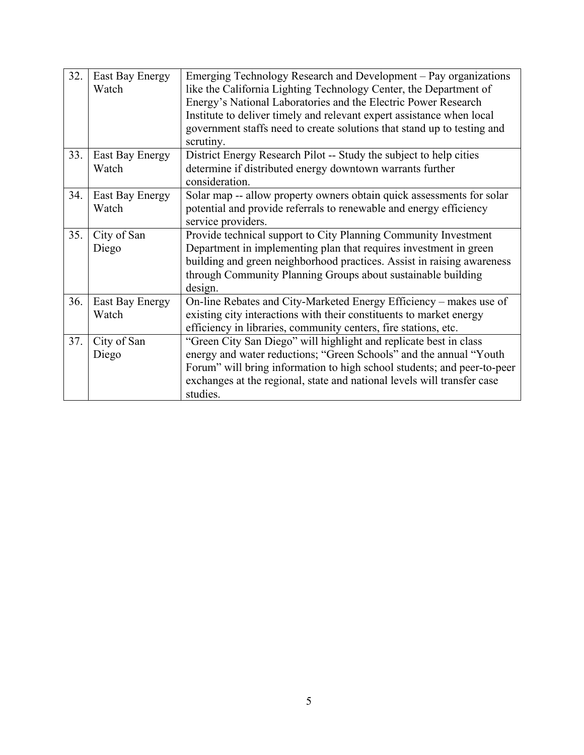| 32. | East Bay Energy Watch | Emerging Technology Research and Development – Pay organizations like the California Lighting Technology Center, the Department of Energy's National Laboratories and the Electric Power Research Institute to deliver timely and relevant expert assistance when local government staffs need to create solutions that stand up to testing and scrutiny. |
|---|---|---|
| 33. | East Bay Energy Watch | District Energy Research Pilot -- Study the subject to help cities determine if distributed energy downtown warrants further consideration. |
| 34. | East Bay Energy Watch | Solar map -- allow property owners obtain quick assessments for solar potential and provide referrals to renewable and energy efficiency service providers. |
| 35. | City of San Diego | Provide technical support to City Planning Community Investment Department in implementing plan that requires investment in green building and green neighborhood practices. Assist in raising awareness through Community Planning Groups about sustainable building design. |
| 36. | East Bay Energy Watch | On-line Rebates and City-Marketed Energy Efficiency – makes use of existing city interactions with their constituents to market energy efficiency in libraries, community centers, fire stations, etc. |
| 37. | City of San Diego | "Green City San Diego" will highlight and replicate best in class energy and water reductions; "Green Schools" and the annual "Youth Forum" will bring information to high school students; and peer-to-peer exchanges at the regional, state and national levels will transfer case studies. |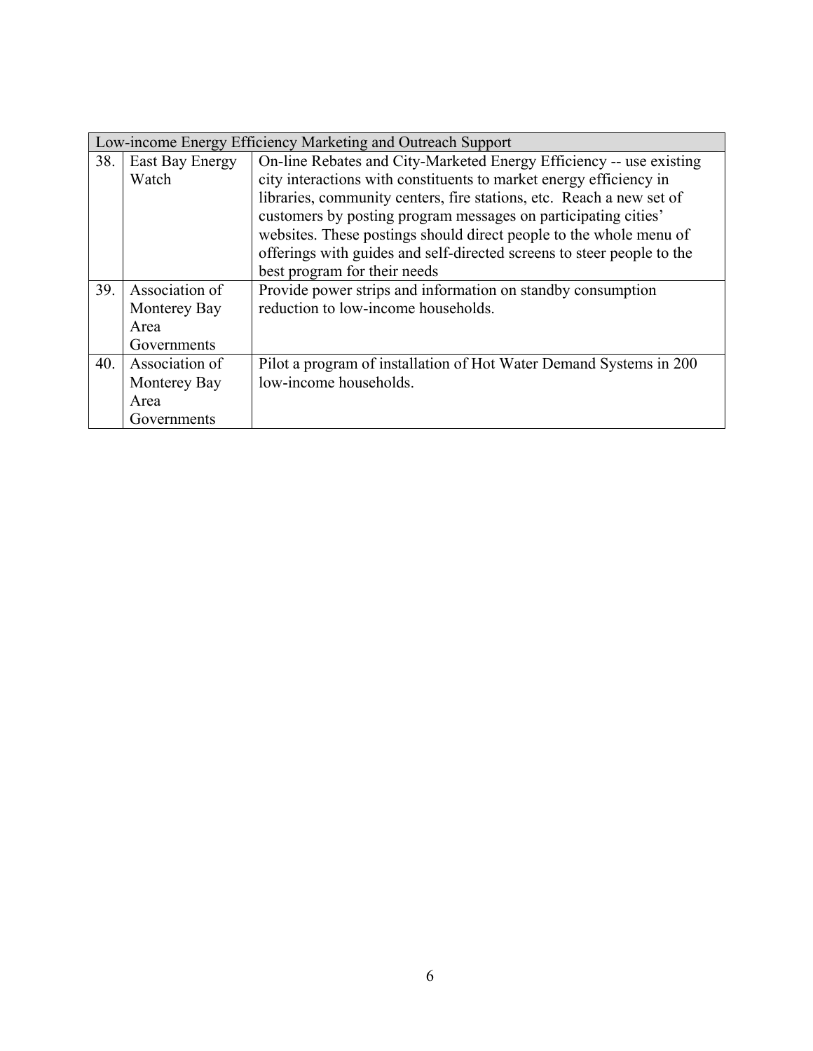| Low-income Energy Efficiency Marketing and Outreach Support | | |
|---|---|---|
| 38. | East Bay Energy Watch | On-line Rebates and City-Marketed Energy Efficiency -- use existing city interactions with constituents to market energy efficiency in libraries, community centers, fire stations, etc. Reach a new set of customers by posting program messages on participating cities' websites. These postings should direct people to the whole menu of offerings with guides and self-directed screens to steer people to the best program for their needs |
| 39. | Association of Monterey Bay Area Governments | Provide power strips and information on standby consumption reduction to low-income households. |
| 40. | Association of Monterey Bay Area Governments | Pilot a program of installation of Hot Water Demand Systems in 200 low-income households. |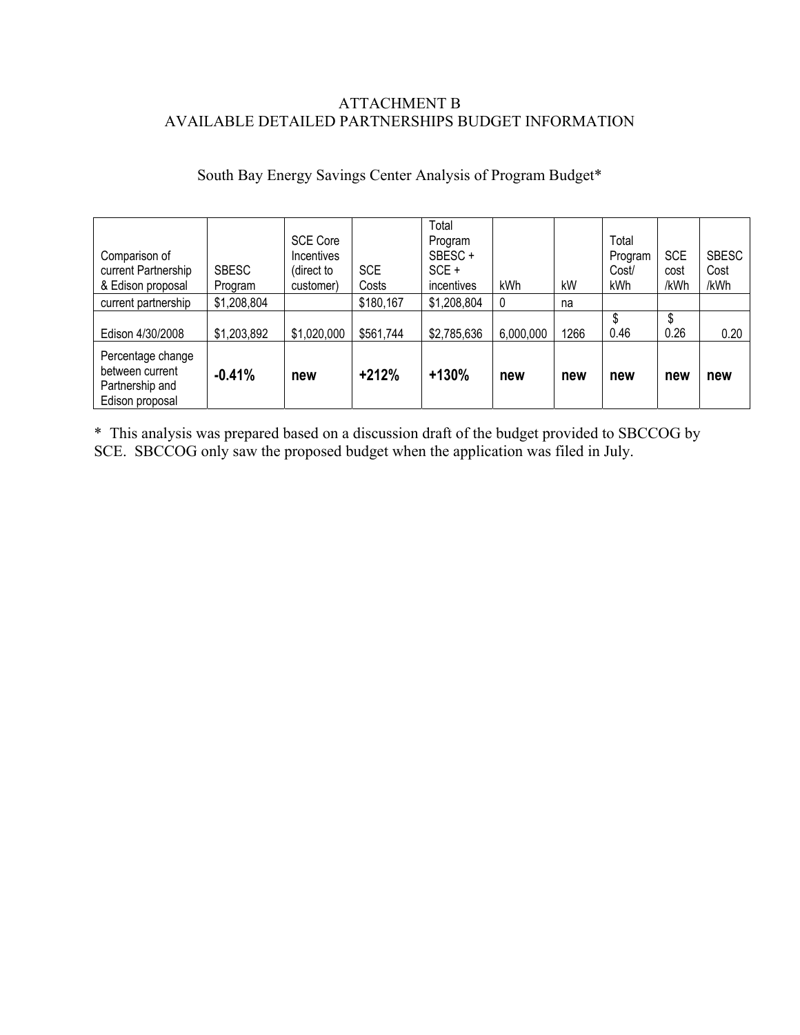ATTACHMENT B
AVAILABLE DETAILED PARTNERSHIPS BUDGET INFORMATION

South Bay Energy Savings Center Analysis of Program Budget*

| Comparison of current Partnership & Edison proposal | SBESC Program | SCE Core Incentives (direct to customer) | SCE Costs | Total Program SBESC + SCE + incentives | kWh | kW | Total Program Cost/ kWh | SCE cost /kWh | SBESC Cost /kWh |
|---|---|---|---|---|---|---|---|---|---|
| current partnership | $1,208,804 | | $180,167 | $1,208,804 | 0 | na | | | |
| Edison 4/30/2008 | $1,203,892 | $1,020,000 | $561,744 | $2,785,636 | 6,000,000 | 1266 | $ 0.46 | $ 0.26 | 0.20 |
| Percentage change between current Partnership and Edison proposal | **-0.41%** | **new** | **+212%** | **+130%** | **new** | **new** | **new** | **new** | **new** |

* This analysis was prepared based on a discussion draft of the budget provided to SBCCOG by SCE. SBCCOG only saw the proposed budget when the application was filed in July.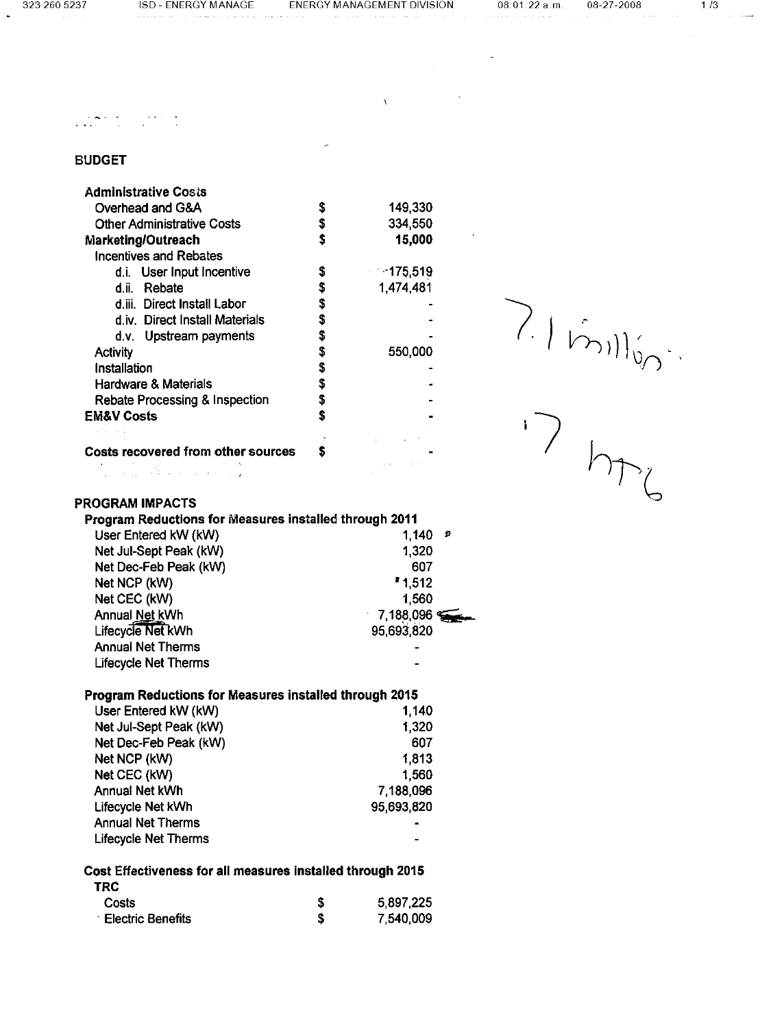## BUDGET

| | | |
|---|---|---|
| **Administrative Costs** | | |
| Overhead and G&A | $ | 149,330 |
| Other Administrative Costs | $ | 334,550 |
| **Marketing/Outreach** | **$** | **15,000** |
| Incentives and Rebates | | |
| d.i. User Input Incentive | $ | 175,519 |
| d.ii. Rebate | $ | 1,474,481 |
| d.iii. Direct Install Labor | $ | - |
| d.iv. Direct Install Materials | $ | - |
| d.v. Upstream payments | $ | - |
| Activity | $ | 550,000 |
| Installation | $ | - |
| Hardware & Materials | $ | - |
| Rebate Processing & Inspection | $ | - |
| **EM&V Costs** | **$** | - |
| **Costs recovered from other sources** | **$** | - |

7.1 million

7 hrs

## PROGRAM IMPACTS

**Program Reductions for Measures installed through 2011**

| | |
|---|---|
| User Entered kW (kW) | 1,140 |
| Net Jul-Sept Peak (kW) | 1,320 |
| Net Dec-Feb Peak (kW) | 607 |
| Net NCP (kW) | 1,512 |
| Net CEC (kW) | 1,560 |
| Annual Net kWh | 7,188,096 |
| Lifecycle Net kWh | 95,693,820 |
| Annual Net Therms | - |
| Lifecycle Net Therms | - |

**Program Reductions for Measures installed through 2015**

| | |
|---|---|
| User Entered kW (kW) | 1,140 |
| Net Jul-Sept Peak (kW) | 1,320 |
| Net Dec-Feb Peak (kW) | 607 |
| Net NCP (kW) | 1,813 |
| Net CEC (kW) | 1,560 |
| Annual Net kWh | 7,188,096 |
| Lifecycle Net kWh | 95,693,820 |
| Annual Net Therms | - |
| Lifecycle Net Therms | - |

**Cost Effectiveness for all measures installed through 2015**

**TRC**

| | | |
|---|---|---|
| Costs | $ | 5,897,225 |
| Electric Benefits | $ | 7,540,009 |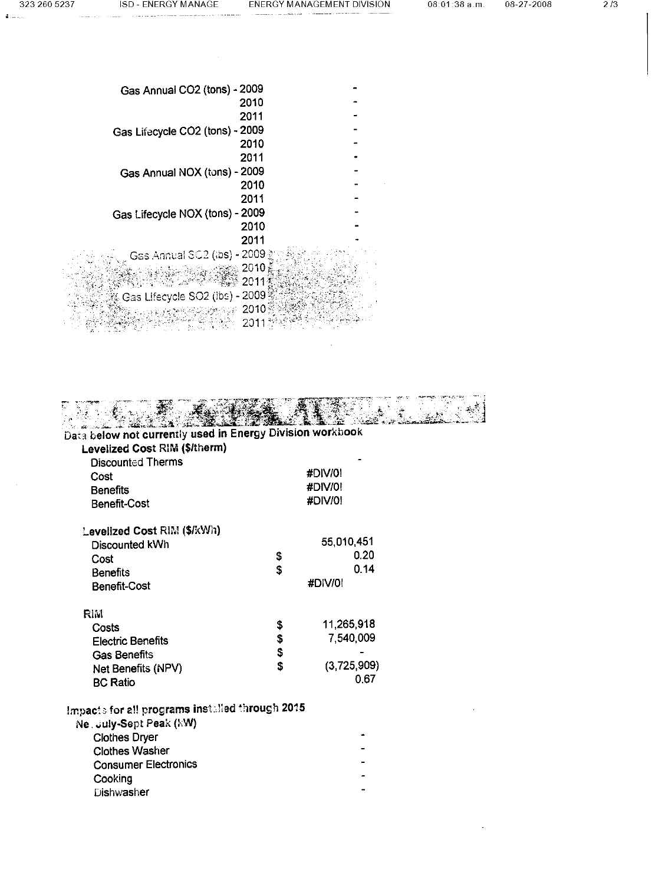| | |
|---|---|
| Gas Annual $CO_2$ (tons) - 2009 | - |
| 2010 | - |
| 2011 | - |
| Gas Lifecycle $CO_2$ (tons) - 2009 | - |
| 2010 | - |
| 2011 | - |
| Gas Annual NOX (tons) - 2009 | - |
| 2010 | - |
| 2011 | - |
| Gas Lifecycle NOX (tons) - 2009 | - |
| 2010 | - |
| 2011 | - |
| Gas Annual $SO_2$ (lbs) - 2009 | |
| 2010 | |
| 2011 | |
| Gas Lifecycle $SO_2$ (lbs) - 2009 | |
| 2010 | |
| 2011 | |

Data below not currently used in Energy Division workbook

**Levelized Cost RIM ($/therm)**

| | | |
|---|---|---|
| Discounted Therms | | - |
| Cost | | #DIV/0! |
| Benefits | | #DIV/0! |
| Benefit-Cost | | #DIV/0! |

**Levelized Cost RIM ($/kWh)**

| | | |
|---|---|---|
| Discounted kWh | | 55,010,451 |
| Cost | $ | 0.20 |
| Benefits | $ | 0.14 |
| Benefit-Cost | | #DIV/0! |

**RIM**

| | | |
|---|---|---|
| Costs | $ | 11,265,918 |
| Electric Benefits | $ | 7,540,009 |
| Gas Benefits | $ | - |
| Net Benefits (NPV) | $ | (3,725,909) |
| BC Ratio | | 0.67 |

**Impacts for all programs installed through 2015**

**Net July-Sept Peak (kW)**

| | |
|---|---|
| Clothes Dryer | - |
| Clothes Washer | - |
| Consumer Electronics | - |
| Cooking | - |
| Dishwasher | - |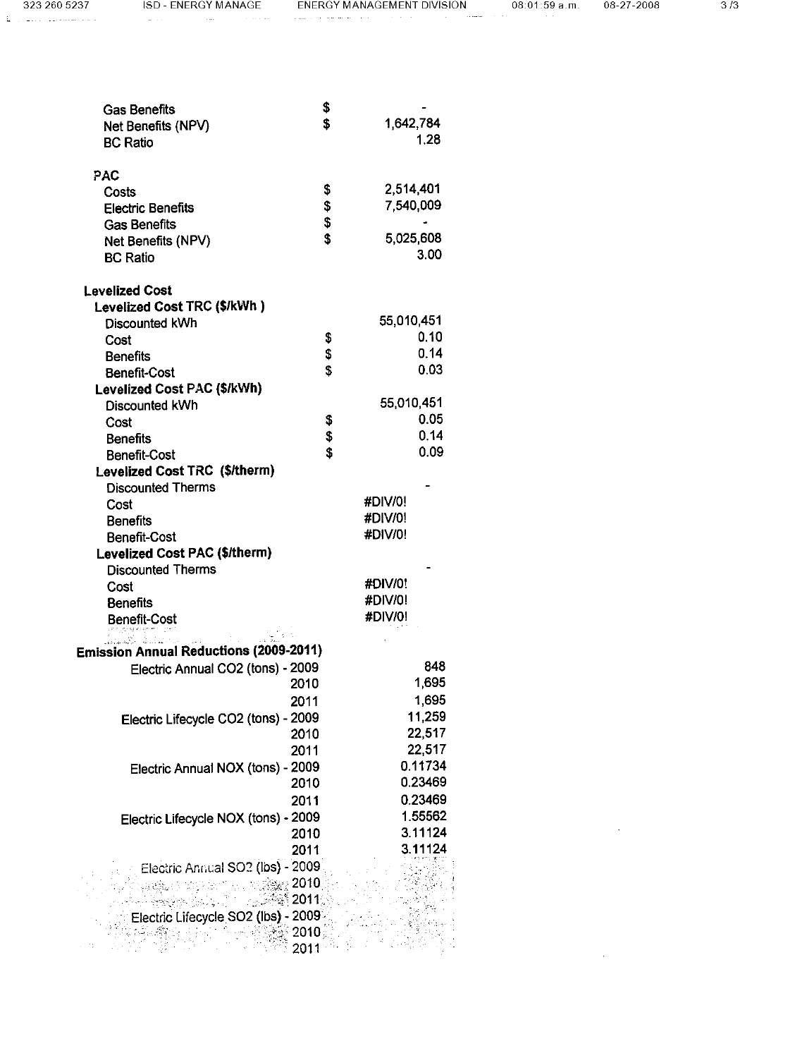| | | |
|---|---|---|
| Gas Benefits | $ | - |
| Net Benefits (NPV) | $ | 1,642,784 |
| BC Ratio | | 1.28 |
| | | |
| **PAC** | | |
| Costs | $ | 2,514,401 |
| Electric Benefits | $ | 7,540,009 |
| Gas Benefits | $ | - |
| Net Benefits (NPV) | $ | 5,025,608 |
| BC Ratio | | 3.00 |
| | | |
| **Levelized Cost** | | |
| **Levelized Cost TRC ($/kWh )** | | |
| Discounted kWh | | 55,010,451 |
| Cost | $ | 0.10 |
| Benefits | $ | 0.14 |
| Benefit-Cost | $ | 0.03 |
| **Levelized Cost PAC ($/kWh)** | | |
| Discounted kWh | | 55,010,451 |
| Cost | $ | 0.05 |
| Benefits | $ | 0.14 |
| Benefit-Cost | $ | 0.09 |
| **Levelized Cost TRC ($/therm)** | | |
| Discounted Therms | | - |
| Cost | | #DIV/0! |
| Benefits | | #DIV/0! |
| Benefit-Cost | | #DIV/0! |
| **Levelized Cost PAC ($/therm)** | | |
| Discounted Therms | | - |
| Cost | | #DIV/0! |
| Benefits | | #DIV/0! |
| Benefit-Cost | | #DIV/0! |

**Emission Annual Reductions (2009-2011)**

| | | |
|---|---|---|
| Electric Annual $CO_2$ (tons) | 2009 | 848 |
| | 2010 | 1,695 |
| | 2011 | 1,695 |
| Electric Lifecycle $CO_2$ (tons) | 2009 | 11,259 |
| | 2010 | 22,517 |
| | 2011 | 22,517 |
| Electric Annual NOX (tons) | 2009 | 0.11734 |
| | 2010 | 0.23469 |
| | 2011 | 0.23469 |
| Electric Lifecycle NOX (tons) | 2009 | 1.55562 |
| | 2010 | 3.11124 |
| | 2011 | 3.11124 |
| Electric Annual $SO_2$ (lbs) | 2009 | |
| | 2010 | |
| | 2011 | |
| Electric Lifecycle $SO_2$ (lbs) | 2009 | |
| | 2010 | |
| | 2011 | |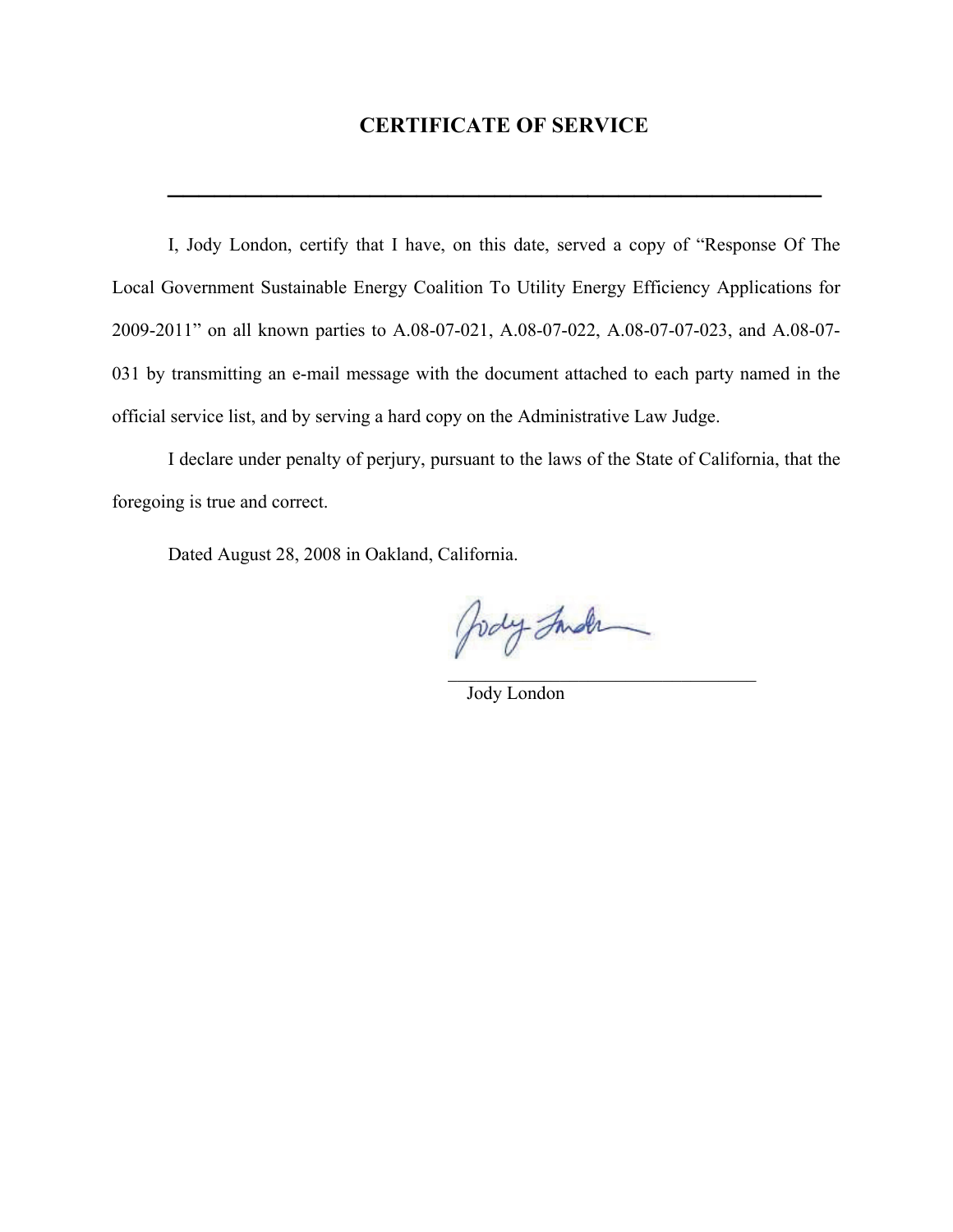# CERTIFICATE OF SERVICE

---

I, Jody London, certify that I have, on this date, served a copy of "Response Of The Local Government Sustainable Energy Coalition To Utility Energy Efficiency Applications for 2009-2011" on all known parties to A.08-07-021, A.08-07-022, A.08-07-07-023, and A.08-07-031 by transmitting an e-mail message with the document attached to each party named in the official service list, and by serving a hard copy on the Administrative Law Judge.

I declare under penalty of perjury, pursuant to the laws of the State of California, that the foregoing is true and correct.

Dated August 28, 2008 in Oakland, California.

Jody London

\_\_\_\_\_\_\_\_\_\_\_\_\_\_\_\_\_\_\_\_\_\_\_\_\_\_\_\_\_\_\_\_\_\_\_\_

Jody London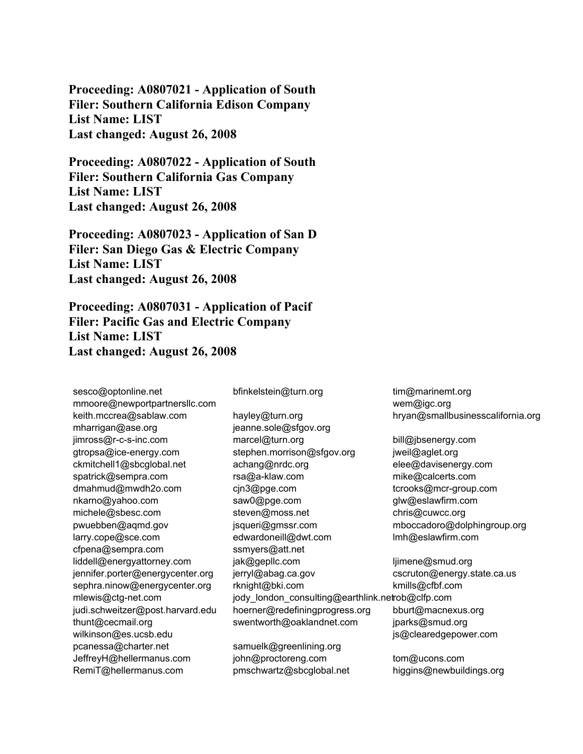**Proceeding: A0807021 - Application of South**
**Filer: Southern California Edison Company**
**List Name: LIST**
**Last changed: August 26, 2008**

**Proceeding: A0807022 - Application of South**
**Filer: Southern California Gas Company**
**List Name: LIST**
**Last changed: August 26, 2008**

**Proceeding: A0807023 - Application of San D**
**Filer: San Diego Gas & Electric Company**
**List Name: LIST**
**Last changed: August 26, 2008**

**Proceeding: A0807031 - Application of Pacif**
**Filer: Pacific Gas and Electric Company**
**List Name: LIST**
**Last changed: August 26, 2008**

sesco@optonline.net
mmoore@newportpartnersllc.com
keith.mccrea@sablaw.com
mharrigan@ase.org
jimross@r-c-s-inc.com
gtropsa@ice-energy.com
ckmitchell1@sbcglobal.net
spatrick@sempra.com
dmahmud@mwdh2o.com
nkarno@yahoo.com
michele@sbesc.com
pwuebben@aqmd.gov
larry.cope@sce.com
cfpena@sempra.com
liddell@energyattorney.com
jennifer.porter@energycenter.org
sephra.ninow@energycenter.org
mlewis@ctg-net.com
judi.schweitzer@post.harvard.edu
thunt@cecmail.org
wilkinson@es.ucsb.edu
pcanessa@charter.net
JeffreyH@hellermanus.com
RemiT@hellermanus.com

bfinkelstein@turn.org

hayley@turn.org
jeanne.sole@sfgov.org
marcel@turn.org
stephen.morrison@sfgov.org
achang@nrdc.org
rsa@a-klaw.com
cjn3@pge.com
saw0@pge.com
steven@moss.net
jsqueri@gmssr.com
edwardoneill@dwt.com
ssmyers@att.net
jak@gepllc.com
jerryl@abag.ca.gov
rknight@bki.com
jody_london_consulting@earthlink.net
hoerner@redefiningprogress.org
swentworth@oaklandnet.com

samuelk@greenlining.org
john@proctoreng.com
pmschwartz@sbcglobal.net

tim@marinemt.org
wem@igc.org
hryan@smallbusinesscalifornia.org

bill@jbsenergy.com
jweil@aglet.org
elee@davisenergy.com
mike@calcerts.com
tcrooks@mcr-group.com
glw@eslawfirm.com
chris@cuwcc.org
mboccadoro@dolphingroup.org
lmh@eslawfirm.com

ljimene@smud.org
cscruton@energy.state.ca.us
kmills@cfbf.com
rob@clfp.com
bburt@macnexus.org
jparks@smud.org
js@clearedgepower.com

tom@ucons.com
higgins@newbuildings.org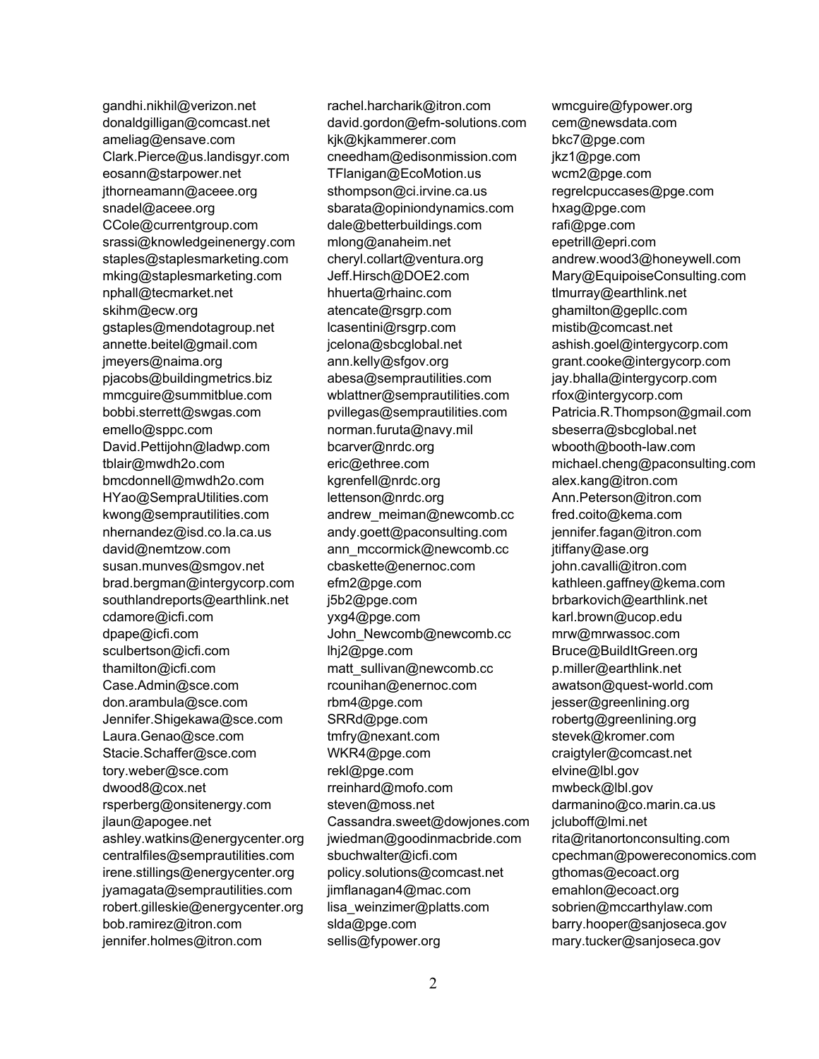gandhi.nikhil@verizon.net
donaldgilligan@comcast.net
ameliag@ensave.com
Clark.Pierce@us.landisgyr.com
eosann@starpower.net
jthorneamann@aceee.org
snadel@aceee.org
CCole@currentgroup.com
srassi@knowledgeinenergy.com
staples@staplesmarketing.com
mking@staplesmarketing.com
nphall@tecmarket.net
skihm@ecw.org
gstaples@mendotagroup.net
annette.beitel@gmail.com
jmeyers@naima.org
pjacobs@buildingmetrics.biz
mmcguire@summitblue.com
bobbi.sterrett@swgas.com
emello@sppc.com
David.Pettijohn@ladwp.com
tblair@mwdh2o.com
bmcdonnell@mwdh2o.com
HYao@SempraUtilities.com
kwong@semprautilities.com
nhernandez@isd.co.la.ca.us
david@nemtzow.com
susan.munves@smgov.net
brad.bergman@intergycorp.com
southlandreports@earthlink.net
cdamore@icfi.com
dpape@icfi.com
sculbertson@icfi.com
thamilton@icfi.com
Case.Admin@sce.com
don.arambula@sce.com
Jennifer.Shigekawa@sce.com
Laura.Genao@sce.com
Stacie.Schaffer@sce.com
tory.weber@sce.com
dwood8@cox.net
rsperberg@onsitenergy.com
jlaun@apogee.net
ashley.watkins@energycenter.org
centralfiles@semprautilities.com
irene.stillings@energycenter.org
jyamagata@semprautilities.com
robert.gilleskie@energycenter.org
bob.ramirez@itron.com
jennifer.holmes@itron.com
rachel.harcharik@itron.com
david.gordon@efm-solutions.com
kjk@kjkammerer.com
cneedham@edisonmission.com
TFlanigan@EcoMotion.us
sthompson@ci.irvine.ca.us
sbarata@opiniondynamics.com
dale@betterbuildings.com
mlong@anaheim.net
cheryl.collart@ventura.org
Jeff.Hirsch@DOE2.com
hhuerta@rhainc.com
atencate@rsgrp.com
lcasentini@rsgrp.com
jcelona@sbcglobal.net
ann.kelly@sfgov.org
abesa@semprautilities.com
wblattner@semprautilities.com
pvillegas@semprautilities.com
norman.furuta@navy.mil
bcarver@nrdc.org
eric@ethree.com
kgrenfell@nrdc.org
lettenson@nrdc.org
andrew_meiman@newcomb.cc
andy.goett@paconsulting.com
ann_mccormick@newcomb.cc
cbaskette@enernoc.com
efm2@pge.com
j5b2@pge.com
yxg4@pge.com
John_Newcomb@newcomb.cc
lhj2@pge.com
matt_sullivan@newcomb.cc
rcounihan@enernoc.com
rbm4@pge.com
SRRd@pge.com
tmfry@nexant.com
WKR4@pge.com
rekl@pge.com
rreinhard@mofo.com
steven@moss.net
Cassandra.sweet@dowjones.com
jwiedman@goodinmacbride.com
sbuchwalter@icfi.com
policy.solutions@comcast.net
jimflanagan4@mac.com
lisa_weinzimer@platts.com
slda@pge.com
sellis@fypower.org
wmcguire@fypower.org
cem@newsdata.com
bkc7@pge.com
jkz1@pge.com
wcm2@pge.com
regrelcpuccases@pge.com
hxag@pge.com
rafi@pge.com
epetrill@epri.com
andrew.wood3@honeywell.com
Mary@EquipoiseConsulting.com
tlmurray@earthlink.net
ghamilton@gepllc.com
mistib@comcast.net
ashish.goel@intergycorp.com
grant.cooke@intergycorp.com
jay.bhalla@intergycorp.com
rfox@intergycorp.com
Patricia.R.Thompson@gmail.com
sbeserra@sbcglobal.net
wbooth@booth-law.com
michael.cheng@paconsulting.com
alex.kang@itron.com
Ann.Peterson@itron.com
fred.coito@kema.com
jennifer.fagan@itron.com
jtiffany@ase.org
john.cavalli@itron.com
kathleen.gaffney@kema.com
brbarkovich@earthlink.net
karl.brown@ucop.edu
mrw@mrwassoc.com
Bruce@BuildItGreen.org
p.miller@earthlink.net
awatson@quest-world.com
jesser@greenlining.org
robertg@greenlining.org
stevek@kromer.com
craigtyler@comcast.net
elvine@lbl.gov
mwbeck@lbl.gov
darmanino@co.marin.ca.us
jcluboff@lmi.net
rita@ritanortonconsulting.com
cpechman@powereconomics.com
gthomas@ecoact.org
emahlon@ecoact.org
sobrien@mccarthylaw.com
barry.hooper@sanjoseca.gov
mary.tucker@sanjoseca.gov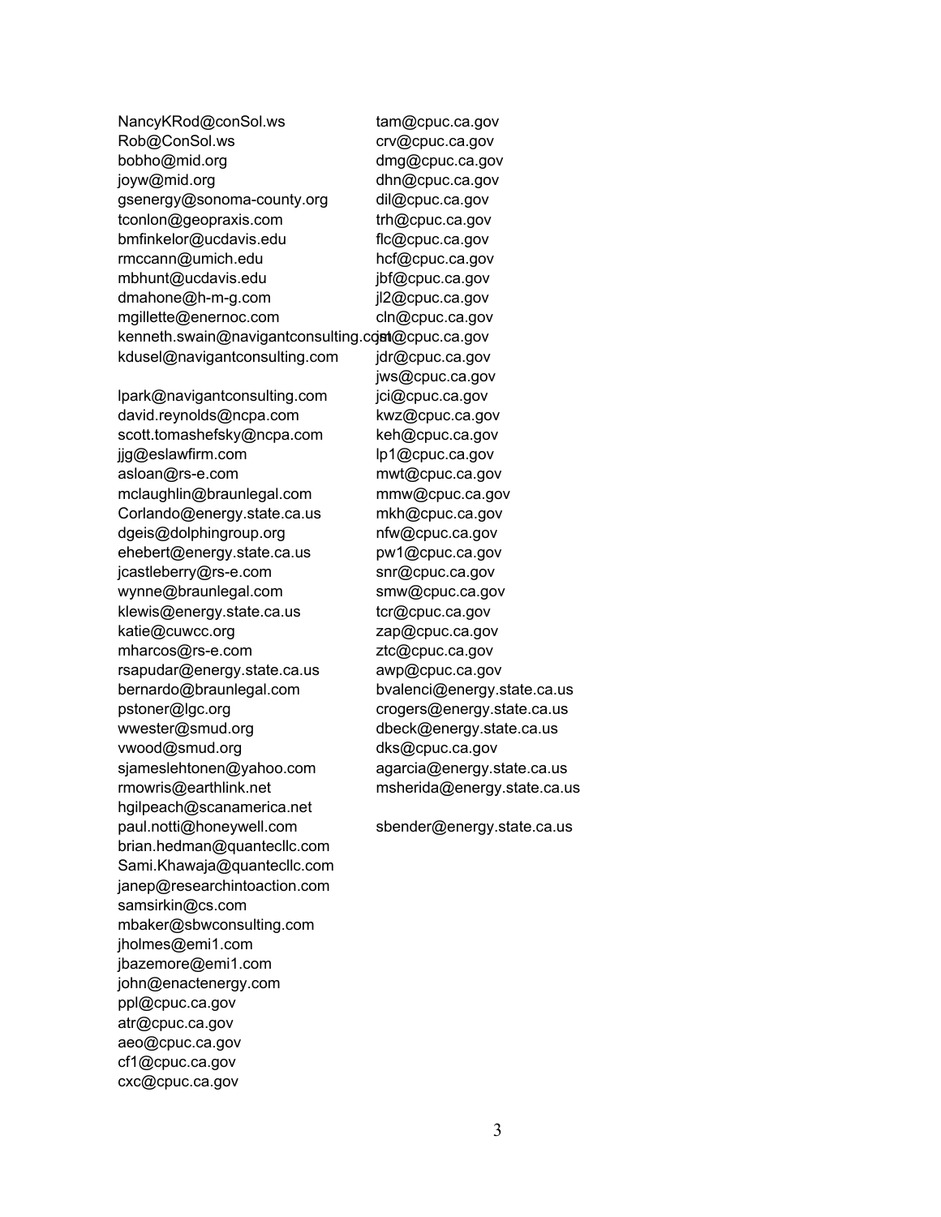NancyKRod@conSol.ws
Rob@ConSol.ws
bobho@mid.org
joyw@mid.org
gsenergy@sonoma-county.org
tconlon@geopraxis.com
bmfinkelor@ucdavis.edu
rmccann@umich.edu
mbhunt@ucdavis.edu
dmahone@h-m-g.com
mgillette@enernoc.com
kenneth.swain@navigantconsulting.com
kdusel@navigantconsulting.com

lpark@navigantconsulting.com
david.reynolds@ncpa.com
scott.tomashefsky@ncpa.com
jjg@eslawfirm.com
asloan@rs-e.com
mclaughlin@braunlegal.com
Corlando@energy.state.ca.us
dgeis@dolphingroup.org
ehebert@energy.state.ca.us
jcastleberry@rs-e.com
wynne@braunlegal.com
klewis@energy.state.ca.us
katie@cuwcc.org
mharcos@rs-e.com
rsapudar@energy.state.ca.us
bernardo@braunlegal.com
pstoner@lgc.org
wwester@smud.org
vwood@smud.org
sjameslehtonen@yahoo.com
rmowris@earthlink.net
hgilpeach@scanamerica.net
paul.notti@honeywell.com
brian.hedman@quantecllc.com
Sami.Khawaja@quantecllc.com
janep@researchintoaction.com
samsirkin@cs.com
mbaker@sbwconsulting.com
jholmes@emi1.com
jbazemore@emi1.com
john@enactenergy.com
ppl@cpuc.ca.gov
atr@cpuc.ca.gov
aeo@cpuc.ca.gov
cf1@cpuc.ca.gov
cxc@cpuc.ca.gov

tam@cpuc.ca.gov
crv@cpuc.ca.gov
dmg@cpuc.ca.gov
dhn@cpuc.ca.gov
dil@cpuc.ca.gov
trh@cpuc.ca.gov
flc@cpuc.ca.gov
hcf@cpuc.ca.gov
jbf@cpuc.ca.gov
jl2@cpuc.ca.gov
cln@cpuc.ca.gov
jst@cpuc.ca.gov
jdr@cpuc.ca.gov
jws@cpuc.ca.gov
jci@cpuc.ca.gov
kwz@cpuc.ca.gov
keh@cpuc.ca.gov
lp1@cpuc.ca.gov
mwt@cpuc.ca.gov
mmw@cpuc.ca.gov
mkh@cpuc.ca.gov
nfw@cpuc.ca.gov
pw1@cpuc.ca.gov
snr@cpuc.ca.gov
smw@cpuc.ca.gov
tcr@cpuc.ca.gov
zap@cpuc.ca.gov
ztc@cpuc.ca.gov
awp@cpuc.ca.gov
bvalenci@energy.state.ca.us
crogers@energy.state.ca.us
dbeck@energy.state.ca.us
dks@cpuc.ca.gov
agarcia@energy.state.ca.us
msherida@energy.state.ca.us

sbender@energy.state.ca.us